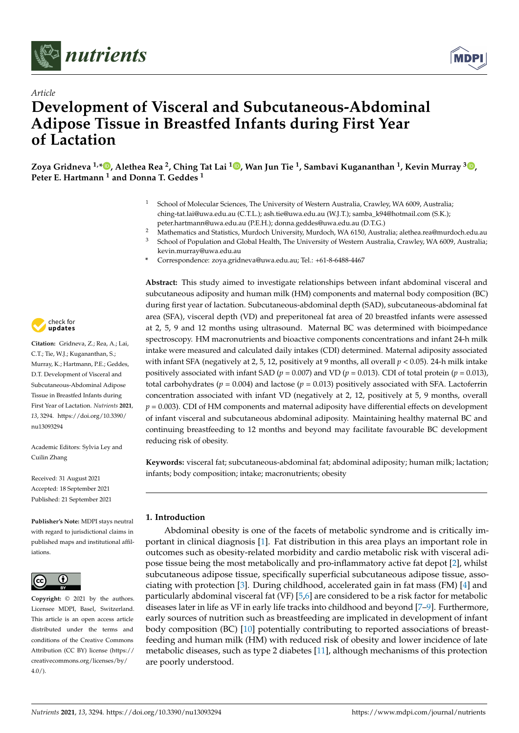*Article*

# Development of Visceral and Subcutaneous-Abdominal Adipose Tissue in Breastfed Infants during First Year of Lactation

**Zoya Gridneva [1,*], Alethea Rea [2], Ching Tat Lai [1], Wan Jun Tie [1], Sambavi Kugananthan [1], Kevin Murray [3], Peter E. Hartmann [1] and Donna T. Geddes [1]**

[1] School of Molecular Sciences, The University of Western Australia, Crawley, WA 6009, Australia; ching-tat.lai@uwa.edu.au (C.T.L.); ash.tie@uwa.edu.au (W.J.T.); samba_k94@hotmail.com (S.K.); peter.hartmann@uwa.edu.au (P.E.H.); donna.geddes@uwa.edu.au (D.T.G.)

[2] Mathematics and Statistics, Murdoch University, Murdoch, WA 6150, Australia; alethea.rea@murdoch.edu.au

[3] School of Population and Global Health, The University of Western Australia, Crawley, WA 6009, Australia; kevin.murray@uwa.edu.au

\* Correspondence: zoya.gridneva@uwa.edu.au; Tel.: +61-8-6488-4467

**Abstract:** This study aimed to investigate relationships between infant abdominal visceral and subcutaneous adiposity and human milk (HM) components and maternal body composition (BC) during first year of lactation. Subcutaneous-abdominal depth (SAD), subcutaneous-abdominal fat area (SFA), visceral depth (VD) and preperitoneal fat area of 20 breastfed infants were assessed at 2, 5, 9 and 12 months using ultrasound. Maternal BC was determined with bioimpedance spectroscopy. HM macronutrients and bioactive components concentrations and infant 24-h milk intake were measured and calculated daily intakes (CDI) determined. Maternal adiposity associated with infant SFA (negatively at 2, 5, 12, positively at 9 months, all overall $p < 0.05$). 24-h milk intake positively associated with infant SAD ($p = 0.007$) and VD ($p = 0.013$). CDI of total protein ($p = 0.013$), total carbohydrates ($p = 0.004$) and lactose ($p = 0.013$) positively associated with SFA. Lactoferrin concentration associated with infant VD (negatively at 2, 12, positively at 5, 9 months, overall $p = 0.003$). CDI of HM components and maternal adiposity have differential effects on development of infant visceral and subcutaneous abdominal adiposity. Maintaining healthy maternal BC and continuing breastfeeding to 12 months and beyond may facilitate favourable BC development reducing risk of obesity.

**Keywords:** visceral fat; subcutaneous-abdominal fat; abdominal adiposity; human milk; lactation; infants; body composition; intake; macronutrients; obesity

**Citation:** Gridneva, Z.; Rea, A.; Lai, C.T.; Tie, W.J.; Kugananthan, S.; Murray, K.; Hartmann, P.E.; Geddes, D.T. Development of Visceral and Subcutaneous-Abdominal Adipose Tissue in Breastfed Infants during First Year of Lactation. *Nutrients* **2021**, *13*, 3294. https://doi.org/10.3390/nu13093294

Academic Editors: Sylvia Ley and Cuilin Zhang

Received: 31 August 2021
Accepted: 18 September 2021
Published: 21 September 2021

**Publisher's Note:** MDPI stays neutral with regard to jurisdictional claims in published maps and institutional affiliations.

**Copyright:** © 2021 by the authors. Licensee MDPI, Basel, Switzerland. This article is an open access article distributed under the terms and conditions of the Creative Commons Attribution (CC BY) license (https://creativecommons.org/licenses/by/4.0/).

## 1. Introduction

Abdominal obesity is one of the facets of metabolic syndrome and is critically important in clinical diagnosis [1]. Fat distribution in this area plays an important role in outcomes such as obesity-related morbidity and cardio metabolic risk with visceral adipose tissue being the most metabolically and pro-inflammatory active fat depot [2], whilst subcutaneous adipose tissue, specifically superficial subcutaneous adipose tissue, associating with protection [3]. During childhood, accelerated gain in fat mass (FM) [4] and particularly abdominal visceral fat (VF) [5,6] are considered to be a risk factor for metabolic diseases later in life as VF in early life tracks into childhood and beyond [7–9]. Furthermore, early sources of nutrition such as breastfeeding are implicated in development of infant body composition (BC) [10] potentially contributing to reported associations of breastfeeding and human milk (HM) with reduced risk of obesity and lower incidence of late metabolic diseases, such as type 2 diabetes [11], although mechanisms of this protection are poorly understood.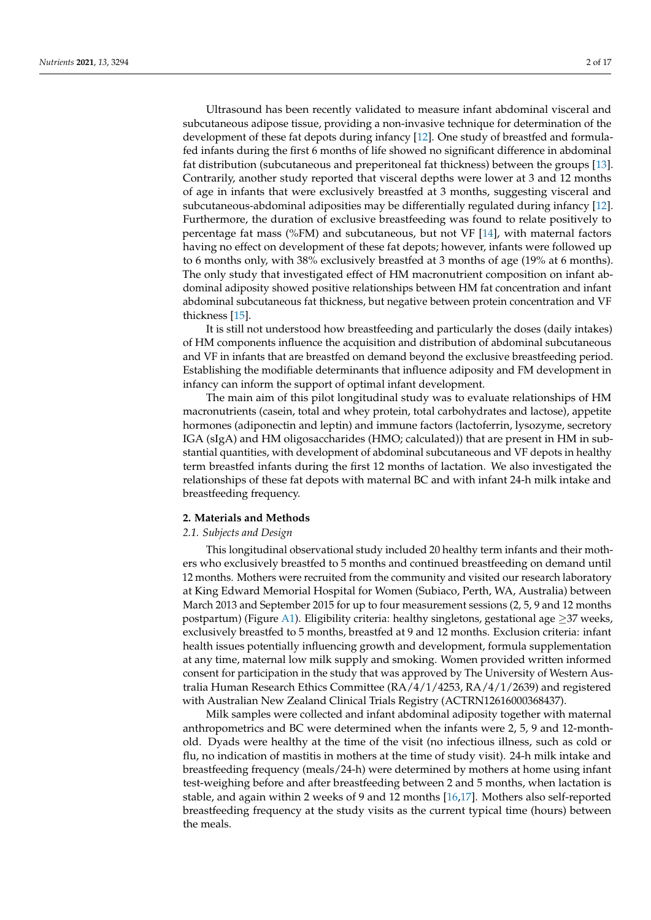Ultrasound has been recently validated to measure infant abdominal visceral and subcutaneous adipose tissue, providing a non-invasive technique for determination of the development of these fat depots during infancy [12]. One study of breastfed and formula-fed infants during the first 6 months of life showed no significant difference in abdominal fat distribution (subcutaneous and preperitoneal fat thickness) between the groups [13]. Contrarily, another study reported that visceral depths were lower at 3 and 12 months of age in infants that were exclusively breastfed at 3 months, suggesting visceral and subcutaneous-abdominal adiposities may be differentially regulated during infancy [12]. Furthermore, the duration of exclusive breastfeeding was found to relate positively to percentage fat mass (%FM) and subcutaneous, but not VF [14], with maternal factors having no effect on development of these fat depots; however, infants were followed up to 6 months only, with 38% exclusively breastfed at 3 months of age (19% at 6 months). The only study that investigated effect of HM macronutrient composition on infant abdominal adiposity showed positive relationships between HM fat concentration and infant abdominal subcutaneous fat thickness, but negative between protein concentration and VF thickness [15].

It is still not understood how breastfeeding and particularly the doses (daily intakes) of HM components influence the acquisition and distribution of abdominal subcutaneous and VF in infants that are breastfed on demand beyond the exclusive breastfeeding period. Establishing the modifiable determinants that influence adiposity and FM development in infancy can inform the support of optimal infant development.

The main aim of this pilot longitudinal study was to evaluate relationships of HM macronutrients (casein, total and whey protein, total carbohydrates and lactose), appetite hormones (adiponectin and leptin) and immune factors (lactoferrin, lysozyme, secretory IGA (sIgA) and HM oligosaccharides (HMO; calculated)) that are present in HM in substantial quantities, with development of abdominal subcutaneous and VF depots in healthy term breastfed infants during the first 12 months of lactation. We also investigated the relationships of these fat depots with maternal BC and with infant 24-h milk intake and breastfeeding frequency.

## 2. Materials and Methods

### *2.1. Subjects and Design*

This longitudinal observational study included 20 healthy term infants and their mothers who exclusively breastfed to 5 months and continued breastfeeding on demand until 12 months. Mothers were recruited from the community and visited our research laboratory at King Edward Memorial Hospital for Women (Subiaco, Perth, WA, Australia) between March 2013 and September 2015 for up to four measurement sessions (2, 5, 9 and 12 months postpartum) (Figure A1). Eligibility criteria: healthy singletons, gestational age $\geq$37 weeks, exclusively breastfed to 5 months, breastfed at 9 and 12 months. Exclusion criteria: infant health issues potentially influencing growth and development, formula supplementation at any time, maternal low milk supply and smoking. Women provided written informed consent for participation in the study that was approved by The University of Western Australia Human Research Ethics Committee (RA/4/1/4253, RA/4/1/2639) and registered with Australian New Zealand Clinical Trials Registry (ACTRN12616000368437).

Milk samples were collected and infant abdominal adiposity together with maternal anthropometrics and BC were determined when the infants were 2, 5, 9 and 12-month-old. Dyads were healthy at the time of the visit (no infectious illness, such as cold or flu, no indication of mastitis in mothers at the time of study visit). 24-h milk intake and breastfeeding frequency (meals/24-h) were determined by mothers at home using infant test-weighing before and after breastfeeding between 2 and 5 months, when lactation is stable, and again within 2 weeks of 9 and 12 months [16,17]. Mothers also self-reported breastfeeding frequency at the study visits as the current typical time (hours) between the meals.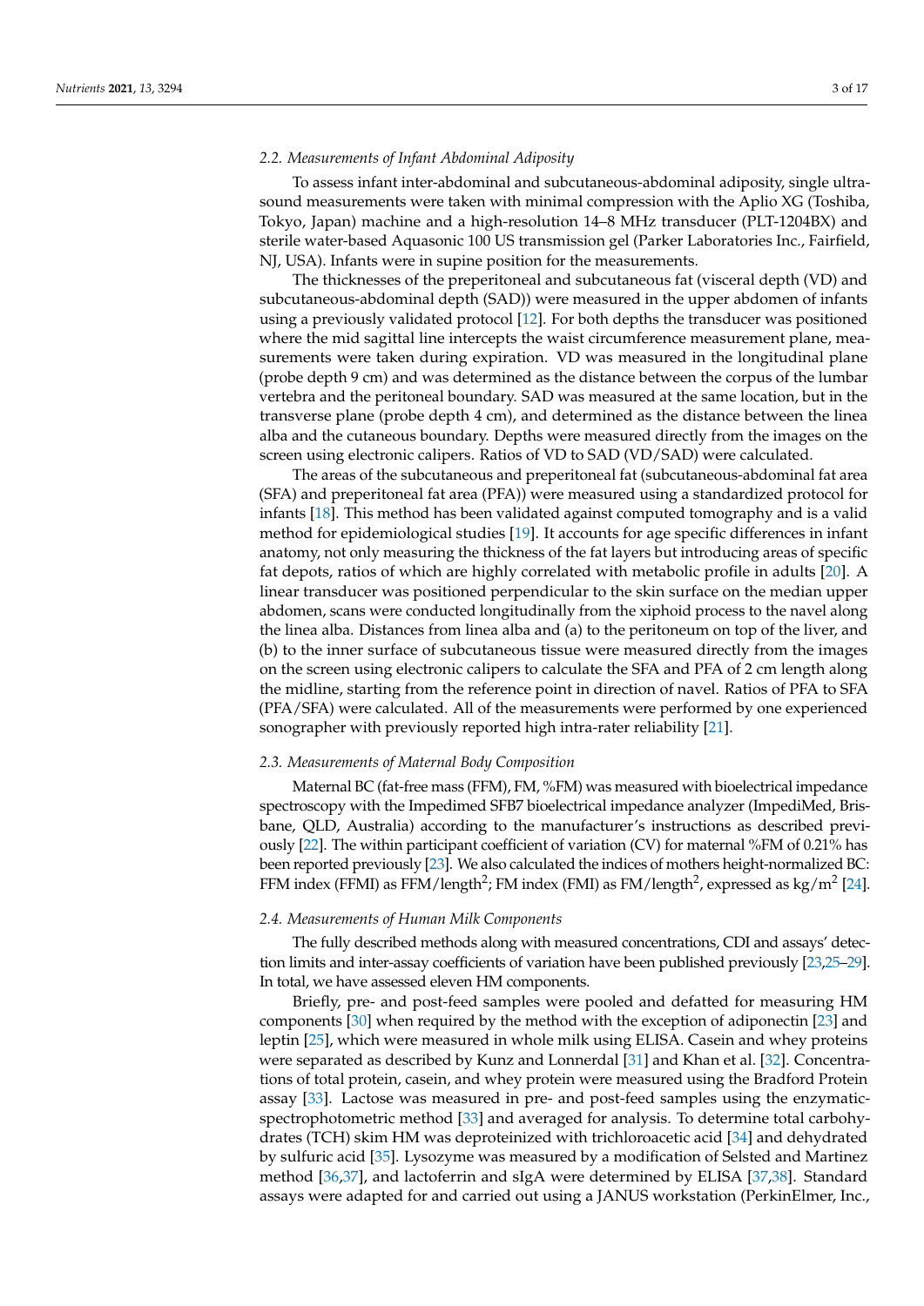### 2.2. Measurements of Infant Abdominal Adiposity

To assess infant inter-abdominal and subcutaneous-abdominal adiposity, single ultrasound measurements were taken with minimal compression with the Aplio XG (Toshiba, Tokyo, Japan) machine and a high-resolution 14–8 MHz transducer (PLT-1204BX) and sterile water-based Aquasonic 100 US transmission gel (Parker Laboratories Inc., Fairfield, NJ, USA). Infants were in supine position for the measurements.

The thicknesses of the preperitoneal and subcutaneous fat (visceral depth (VD) and subcutaneous-abdominal depth (SAD)) were measured in the upper abdomen of infants using a previously validated protocol [12]. For both depths the transducer was positioned where the mid sagittal line intercepts the waist circumference measurement plane, measurements were taken during expiration. VD was measured in the longitudinal plane (probe depth 9 cm) and was determined as the distance between the corpus of the lumbar vertebra and the peritoneal boundary. SAD was measured at the same location, but in the transverse plane (probe depth 4 cm), and determined as the distance between the linea alba and the cutaneous boundary. Depths were measured directly from the images on the screen using electronic calipers. Ratios of VD to SAD (VD/SAD) were calculated.

The areas of the subcutaneous and preperitoneal fat (subcutaneous-abdominal fat area (SFA) and preperitoneal fat area (PFA)) were measured using a standardized protocol for infants [18]. This method has been validated against computed tomography and is a valid method for epidemiological studies [19]. It accounts for age specific differences in infant anatomy, not only measuring the thickness of the fat layers but introducing areas of specific fat depots, ratios of which are highly correlated with metabolic profile in adults [20]. A linear transducer was positioned perpendicular to the skin surface on the median upper abdomen, scans were conducted longitudinally from the xiphoid process to the navel along the linea alba. Distances from linea alba and (a) to the peritoneum on top of the liver, and (b) to the inner surface of subcutaneous tissue were measured directly from the images on the screen using electronic calipers to calculate the SFA and PFA of 2 cm length along the midline, starting from the reference point in direction of navel. Ratios of PFA to SFA (PFA/SFA) were calculated. All of the measurements were performed by one experienced sonographer with previously reported high intra-rater reliability [21].

### 2.3. Measurements of Maternal Body Composition

Maternal BC (fat-free mass (FFM), FM, %FM) was measured with bioelectrical impedance spectroscopy with the Impedimed SFB7 bioelectrical impedance analyzer (ImpediMed, Brisbane, QLD, Australia) according to the manufacturer's instructions as described previously [22]. The within participant coefficient of variation (CV) for maternal %FM of 0.21% has been reported previously [23]. We also calculated the indices of mothers height-normalized BC: FFM index (FFMI) as FFM/length$^2$; FM index (FMI) as FM/length$^2$, expressed as kg/m$^2$ [24].

### 2.4. Measurements of Human Milk Components

The fully described methods along with measured concentrations, CDI and assays' detection limits and inter-assay coefficients of variation have been published previously [23,25–29]. In total, we have assessed eleven HM components.

Briefly, pre- and post-feed samples were pooled and defatted for measuring HM components [30] when required by the method with the exception of adiponectin [23] and leptin [25], which were measured in whole milk using ELISA. Casein and whey proteins were separated as described by Kunz and Lonnerdal [31] and Khan et al. [32]. Concentrations of total protein, casein, and whey protein were measured using the Bradford Protein assay [33]. Lactose was measured in pre- and post-feed samples using the enzymatic-spectrophotometric method [33] and averaged for analysis. To determine total carbohydrates (TCH) skim HM was deproteinized with trichloroacetic acid [34] and dehydrated by sulfuric acid [35]. Lysozyme was measured by a modification of Selsted and Martinez method [36,37], and lactoferrin and sIgA were determined by ELISA [37,38]. Standard assays were adapted for and carried out using a JANUS workstation (PerkinElmer, Inc.,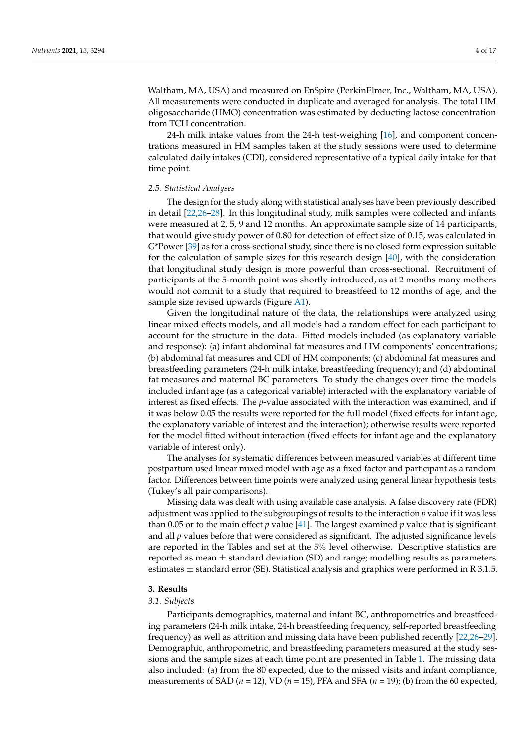Waltham, MA, USA) and measured on EnSpire (PerkinElmer, Inc., Waltham, MA, USA). All measurements were conducted in duplicate and averaged for analysis. The total HM oligosaccharide (HMO) concentration was estimated by deducting lactose concentration from TCH concentration.

24-h milk intake values from the 24-h test-weighing [16], and component concentrations measured in HM samples taken at the study sessions were used to determine calculated daily intakes (CDI), considered representative of a typical daily intake for that time point.

### 2.5. Statistical Analyses

The design for the study along with statistical analyses have been previously described in detail [22,26–28]. In this longitudinal study, milk samples were collected and infants were measured at 2, 5, 9 and 12 months. An approximate sample size of 14 participants, that would give study power of 0.80 for detection of effect size of 0.15, was calculated in G*Power [39] as for a cross-sectional study, since there is no closed form expression suitable for the calculation of sample sizes for this research design [40], with the consideration that longitudinal study design is more powerful than cross-sectional. Recruitment of participants at the 5-month point was shortly introduced, as at 2 months many mothers would not commit to a study that required to breastfeed to 12 months of age, and the sample size revised upwards (Figure A1).

Given the longitudinal nature of the data, the relationships were analyzed using linear mixed effects models, and all models had a random effect for each participant to account for the structure in the data. Fitted models included (as explanatory variable and response): (a) infant abdominal fat measures and HM components' concentrations; (b) abdominal fat measures and CDI of HM components; (c) abdominal fat measures and breastfeeding parameters (24-h milk intake, breastfeeding frequency); and (d) abdominal fat measures and maternal BC parameters. To study the changes over time the models included infant age (as a categorical variable) interacted with the explanatory variable of interest as fixed effects. The *p*-value associated with the interaction was examined, and if it was below 0.05 the results were reported for the full model (fixed effects for infant age, the explanatory variable of interest and the interaction); otherwise results were reported for the model fitted without interaction (fixed effects for infant age and the explanatory variable of interest only).

The analyses for systematic differences between measured variables at different time postpartum used linear mixed model with age as a fixed factor and participant as a random factor. Differences between time points were analyzed using general linear hypothesis tests (Tukey's all pair comparisons).

Missing data was dealt with using available case analysis. A false discovery rate (FDR) adjustment was applied to the subgroupings of results to the interaction *p* value if it was less than 0.05 or to the main effect *p* value [41]. The largest examined *p* value that is significant and all *p* values before that were considered as significant. The adjusted significance levels are reported in the Tables and set at the 5% level otherwise. Descriptive statistics are reported as mean ± standard deviation (SD) and range; modelling results as parameters estimates ± standard error (SE). Statistical analysis and graphics were performed in R 3.1.5.

## 3. Results

### 3.1. Subjects

Participants demographics, maternal and infant BC, anthropometrics and breastfeeding parameters (24-h milk intake, 24-h breastfeeding frequency, self-reported breastfeeding frequency) as well as attrition and missing data have been published recently [22,26–29]. Demographic, anthropometric, and breastfeeding parameters measured at the study sessions and the sample sizes at each time point are presented in Table 1. The missing data also included: (a) from the 80 expected, due to the missed visits and infant compliance, measurements of SAD ($n$ = 12), VD ($n$ = 15), PFA and SFA ($n$ = 19); (b) from the 60 expected,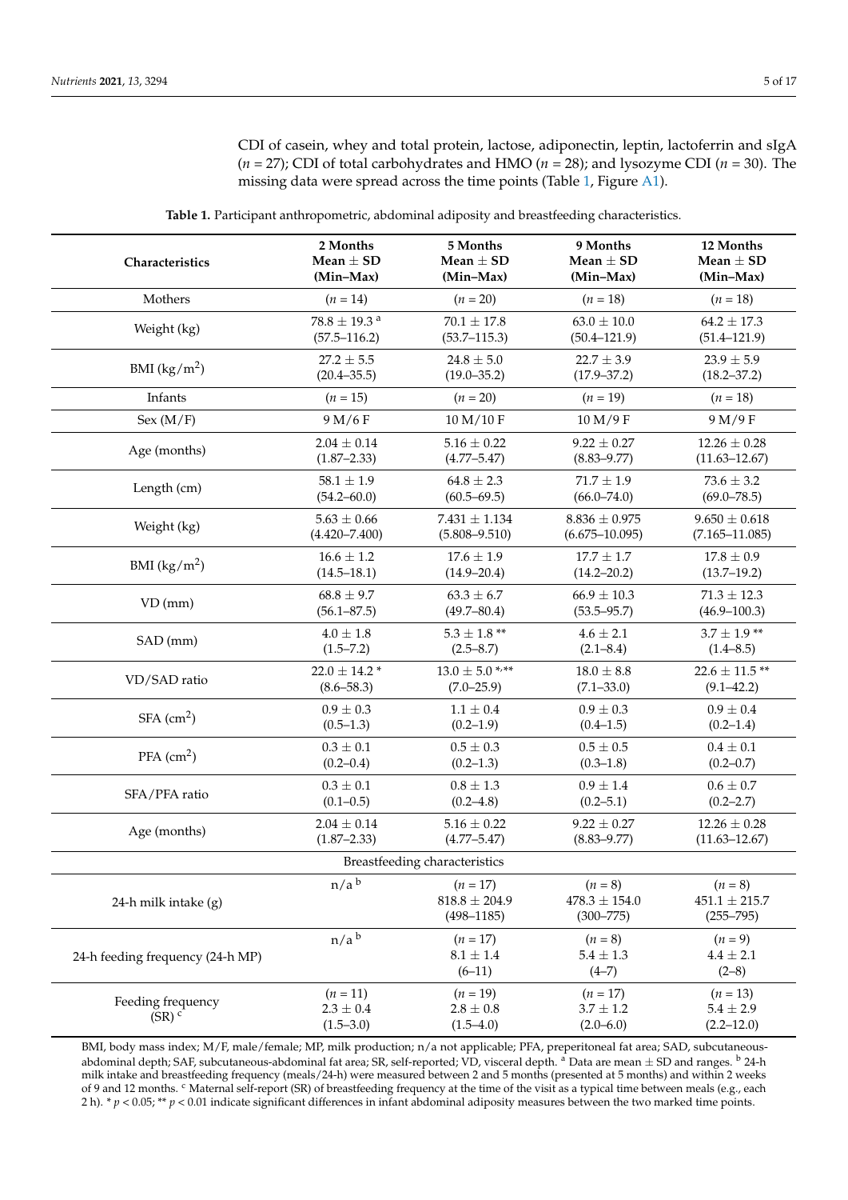CDI of casein, whey and total protein, lactose, adiponectin, leptin, lactoferrin and sIgA ($n$ = 27); CDI of total carbohydrates and HMO ($n$ = 28); and lysozyme CDI ($n$ = 30). The missing data were spread across the time points (Table 1, Figure A1).

**Table 1.** Participant anthropometric, abdominal adiposity and breastfeeding characteristics.

| Characteristics | 2 Months Mean ± SD (Min–Max) | 5 Months Mean ± SD (Min–Max) | 9 Months Mean ± SD (Min–Max) | 12 Months Mean ± SD (Min–Max) |
|---|---|---|---|---|
| Mothers | ($n$ = 14) | ($n$ = 20) | ($n$ = 18) | ($n$ = 18) |
| Weight (kg) | 78.8 ± 19.3 [a] (57.5–116.2) | 70.1 ± 17.8 (53.7–115.3) | 63.0 ± 10.0 (50.4–121.9) | 64.2 ± 17.3 (51.4–121.9) |
| BMI (kg/m$^2$) | 27.2 ± 5.5 (20.4–35.5) | 24.8 ± 5.0 (19.0–35.2) | 22.7 ± 3.9 (17.9–37.2) | 23.9 ± 5.9 (18.2–37.2) |
| Infants | ($n$ = 15) | ($n$ = 20) | ($n$ = 19) | ($n$ = 18) |
| Sex (M/F) | 9 M/6 F | 10 M/10 F | 10 M/9 F | 9 M/9 F |
| Age (months) | 2.04 ± 0.14 (1.87–2.33) | 5.16 ± 0.22 (4.77–5.47) | 9.22 ± 0.27 (8.83–9.77) | 12.26 ± 0.28 (11.63–12.67) |
| Length (cm) | 58.1 ± 1.9 (54.2–60.0) | 64.8 ± 2.3 (60.5–69.5) | 71.7 ± 1.9 (66.0–74.0) | 73.6 ± 3.2 (69.0–78.5) |
| Weight (kg) | 5.63 ± 0.66 (4.420–7.400) | 7.431 ± 1.134 (5.808–9.510) | 8.836 ± 0.975 (6.675–10.095) | 9.650 ± 0.618 (7.165–11.085) |
| BMI (kg/m$^2$) | 16.6 ± 1.2 (14.5–18.1) | 17.6 ± 1.9 (14.9–20.4) | 17.7 ± 1.7 (14.2–20.2) | 17.8 ± 0.9 (13.7–19.2) |
| VD (mm) | 68.8 ± 9.7 (56.1–87.5) | 63.3 ± 6.7 (49.7–80.4) | 66.9 ± 10.3 (53.5–95.7) | 71.3 ± 12.3 (46.9–100.3) |
| SAD (mm) | 4.0 ± 1.8 (1.5–7.2) | 5.3 ± 1.8 ** (2.5–8.7) | 4.6 ± 2.1 (2.1–8.4) | 3.7 ± 1.9 ** (1.4–8.5) |
| VD/SAD ratio | 22.0 ± 14.2 * (8.6–58.3) | 13.0 ± 5.0 *,** (7.0–25.9) | 18.0 ± 8.8 (7.1–33.0) | 22.6 ± 11.5 ** (9.1–42.2) |
| SFA (cm$^2$) | 0.9 ± 0.3 (0.5–1.3) | 1.1 ± 0.4 (0.2–1.9) | 0.9 ± 0.3 (0.4–1.5) | 0.9 ± 0.4 (0.2–1.4) |
| PFA (cm$^2$) | 0.3 ± 0.1 (0.2–0.4) | 0.5 ± 0.3 (0.2–1.3) | 0.5 ± 0.5 (0.3–1.8) | 0.4 ± 0.1 (0.2–0.7) |
| SFA/PFA ratio | 0.3 ± 0.1 (0.1–0.5) | 0.8 ± 1.3 (0.2–4.8) | 0.9 ± 1.4 (0.2–5.1) | 0.6 ± 0.7 (0.2–2.7) |
| Age (months) | 2.04 ± 0.14 (1.87–2.33) | 5.16 ± 0.22 (4.77–5.47) | 9.22 ± 0.27 (8.83–9.77) | 12.26 ± 0.28 (11.63–12.67) |
| Breastfeeding characteristics | | | | |
| 24-h milk intake (g) | n/a [b] | ($n$ = 17) 818.8 ± 204.9 (498–1185) | ($n$ = 8) 478.3 ± 154.0 (300–775) | ($n$ = 8) 451.1 ± 215.7 (255–795) |
| 24-h feeding frequency (24-h MP) | n/a [b] | ($n$ = 17) 8.1 ± 1.4 (6–11) | ($n$ = 8) 5.4 ± 1.3 (4–7) | ($n$ = 9) 4.4 ± 2.1 (2–8) |
| Feeding frequency (SR) [c] | ($n$ = 11) 2.3 ± 0.4 (1.5–3.0) | ($n$ = 19) 2.8 ± 0.8 (1.5–4.0) | ($n$ = 17) 3.7 ± 1.2 (2.0–6.0) | ($n$ = 13) 5.4 ± 2.9 (2.2–12.0) |

BMI, body mass index; M/F, male/female; MP, milk production; n/a not applicable; PFA, preperitoneal fat area; SAD, subcutaneous-abdominal depth; SAF, subcutaneous-abdominal fat area; SR, self-reported; VD, visceral depth. [a] Data are mean ± SD and ranges. [b] 24-h milk intake and breastfeeding frequency (meals/24-h) were measured between 2 and 5 months (presented at 5 months) and within 2 weeks of 9 and 12 months. [c] Maternal self-report (SR) of breastfeeding frequency at the time of the visit as a typical time between meals (e.g., each 2 h). * $p < 0.05$; ** $p < 0.01$ indicate significant differences in infant abdominal adiposity measures between the two marked time points.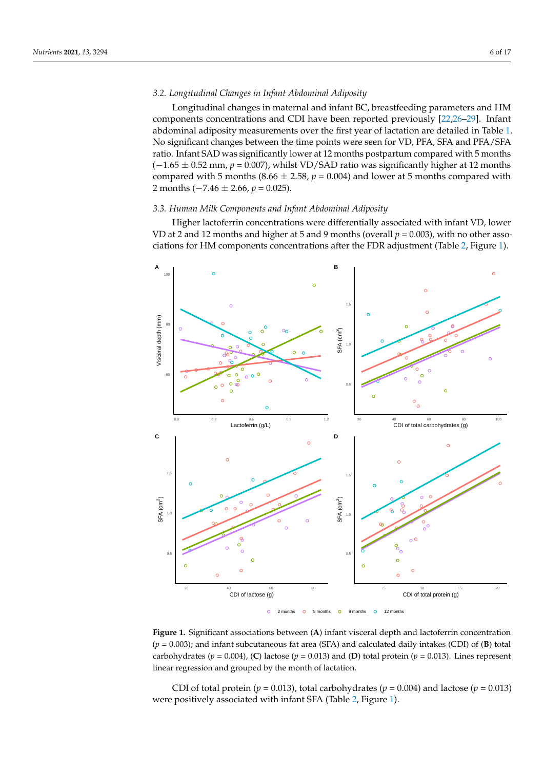### 3.2. Longitudinal Changes in Infant Abdominal Adiposity

Longitudinal changes in maternal and infant BC, breastfeeding parameters and HM components concentrations and CDI have been reported previously [22,26–29]. Infant abdominal adiposity measurements over the first year of lactation are detailed in Table 1. No significant changes between the time points were seen for VD, PFA, SFA and PFA/SFA ratio. Infant SAD was significantly lower at 12 months postpartum compared with 5 months ($-1.65 \pm 0.52$ mm, $p = 0.007$), whilst VD/SAD ratio was significantly higher at 12 months compared with 5 months ($8.66 \pm 2.58$, $p = 0.004$) and lower at 5 months compared with 2 months ($-7.46 \pm 2.66$, $p = 0.025$).

### 3.3. Human Milk Components and Infant Abdominal Adiposity

Higher lactoferrin concentrations were differentially associated with infant VD, lower VD at 2 and 12 months and higher at 5 and 9 months (overall $p = 0.003$), with no other associations for HM components concentrations after the FDR adjustment (Table 2, Figure 1).

**Figure 1.** Significant associations between (**A**) infant visceral depth and lactoferrin concentration ($p = 0.003$); and infant subcutaneous fat area (SFA) and calculated daily intakes (CDI) of (**B**) total carbohydrates ($p = 0.004$), (**C**) lactose ($p = 0.013$) and (**D**) total protein ($p = 0.013$). Lines represent linear regression and grouped by the month of lactation.

CDI of total protein ($p = 0.013$), total carbohydrates ($p = 0.004$) and lactose ($p = 0.013$) were positively associated with infant SFA (Table 2, Figure 1).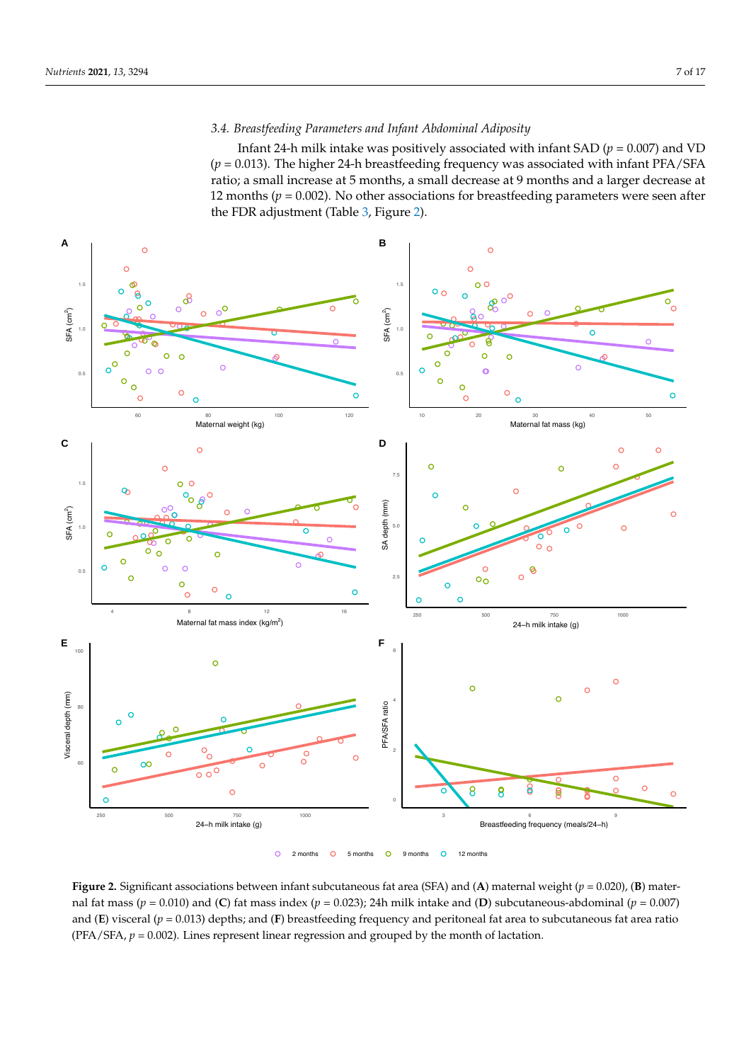### 3.4. Breastfeeding Parameters and Infant Abdominal Adiposity

Infant 24-h milk intake was positively associated with infant SAD ($p = 0.007$) and VD ($p = 0.013$). The higher 24-h breastfeeding frequency was associated with infant PFA/SFA ratio; a small increase at 5 months, a small decrease at 9 months and a larger decrease at 12 months ($p = 0.002$). No other associations for breastfeeding parameters were seen after the FDR adjustment (Table 3, Figure 2).

**Figure 2.** Significant associations between infant subcutaneous fat area (SFA) and (**A**) maternal weight ($p = 0.020$), (**B**) maternal fat mass ($p = 0.010$) and (**C**) fat mass index ($p = 0.023$); 24h milk intake and (**D**) subcutaneous-abdominal ($p = 0.007$) and (**E**) visceral ($p = 0.013$) depths; and (**F**) breastfeeding frequency and peritoneal fat area to subcutaneous fat area ratio (PFA/SFA, $p = 0.002$). Lines represent linear regression and grouped by the month of lactation.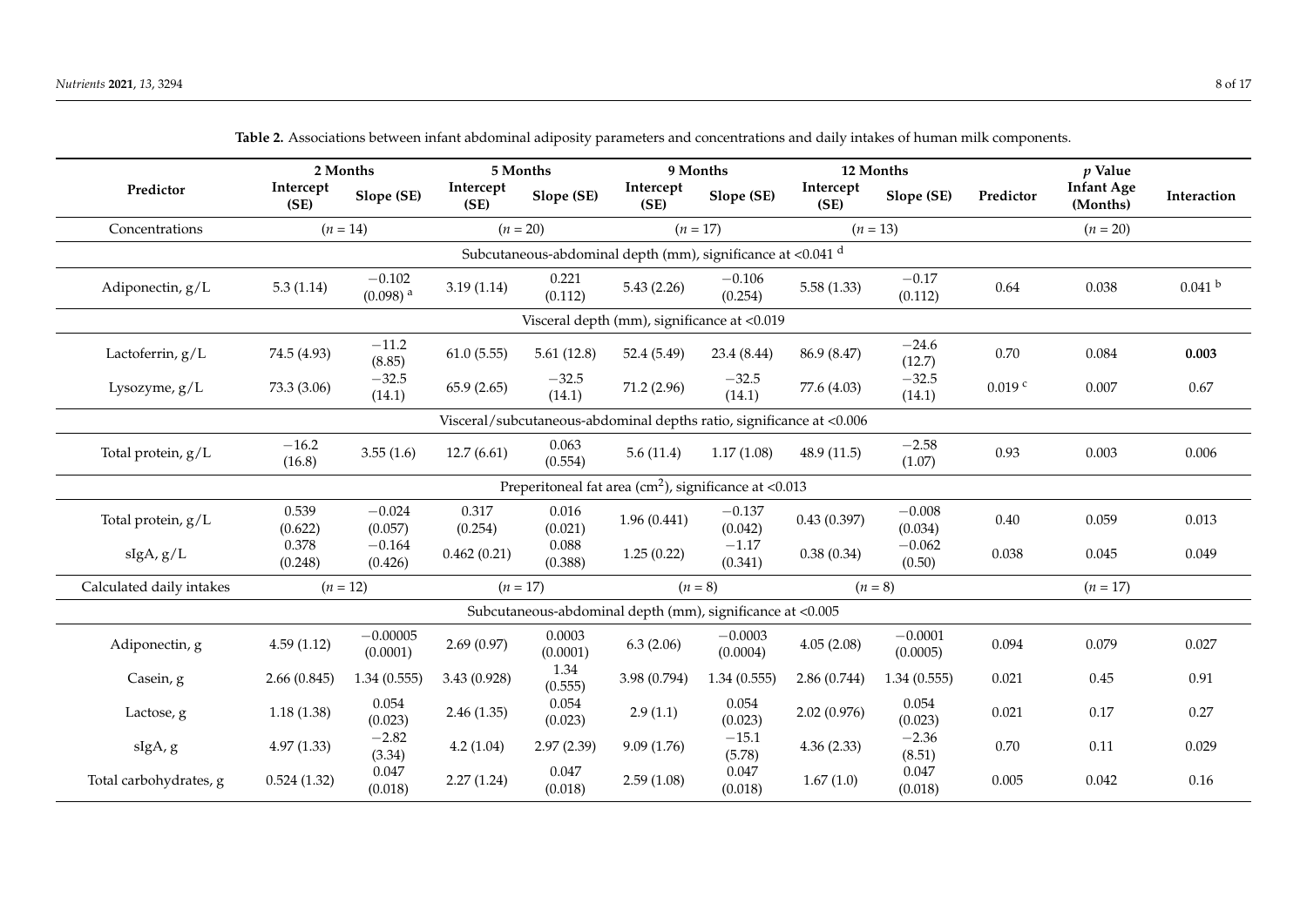**Table 2.** Associations between infant abdominal adiposity parameters and concentrations and daily intakes of human milk components.

| Predictor | 2 Months | | 5 Months | | 9 Months | | 12 Months | | p Value | | |
|---|---|---|---|---|---|---|---|---|---|---|---|
| | Intercept (SE) | Slope (SE) | Intercept (SE) | Slope (SE) | Intercept (SE) | Slope (SE) | Intercept (SE) | Slope (SE) | Predictor | Infant Age (Months) | Interaction |
| Concentrations | ($n$ = 14) | | ($n$ = 20) | | ($n$ = 17) | | ($n$ = 13) | | | ($n$ = 20) | |
| Subcutaneous-abdominal depth (mm), significance at <0.041 [d] | | | | | | | | | | | |
| Adiponectin, g/L | 5.3 (1.14) | −0.102 (0.098) [a] | 3.19 (1.14) | 0.221 (0.112) | 5.43 (2.26) | −0.106 (0.254) | 5.58 (1.33) | −0.17 (0.112) | 0.64 | 0.038 | 0.041 [b] |
| Visceral depth (mm), significance at <0.019 | | | | | | | | | | | |
| Lactoferrin, g/L | 74.5 (4.93) | −11.2 (8.85) | 61.0 (5.55) | 5.61 (12.8) | 52.4 (5.49) | 23.4 (8.44) | 86.9 (8.47) | −24.6 (12.7) | 0.70 | 0.084 | **0.003** |
| Lysozyme, g/L | 73.3 (3.06) | −32.5 (14.1) | 65.9 (2.65) | −32.5 (14.1) | 71.2 (2.96) | −32.5 (14.1) | 77.6 (4.03) | −32.5 (14.1) | 0.019 [c] | 0.007 | 0.67 |
| Visceral/subcutaneous-abdominal depths ratio, significance at <0.006 | | | | | | | | | | | |
| Total protein, g/L | −16.2 (16.8) | 3.55 (1.6) | 12.7 (6.61) | 0.063 (0.554) | 5.6 (11.4) | 1.17 (1.08) | 48.9 (11.5) | −2.58 (1.07) | 0.93 | 0.003 | 0.006 |
| Preperitoneal fat area (cm$^2$), significance at <0.013 | | | | | | | | | | | |
| Total protein, g/L | 0.539 (0.622) | −0.024 (0.057) | 0.317 (0.254) | 0.016 (0.021) | 1.96 (0.441) | −0.137 (0.042) | 0.43 (0.397) | −0.008 (0.034) | 0.40 | 0.059 | 0.013 |
| sIgA, g/L | 0.378 (0.248) | −0.164 (0.426) | 0.462 (0.21) | 0.088 (0.388) | 1.25 (0.22) | −1.17 (0.341) | 0.38 (0.34) | −0.062 (0.50) | 0.038 | 0.045 | 0.049 |
| Calculated daily intakes | ($n$ = 12) | | ($n$ = 17) | | ($n$ = 8) | | ($n$ = 8) | | | ($n$ = 17) | |
| Subcutaneous-abdominal depth (mm), significance at <0.005 | | | | | | | | | | | |
| Adiponectin, g | 4.59 (1.12) | −0.00005 (0.0001) | 2.69 (0.97) | 0.0003 (0.0001) | 6.3 (2.06) | −0.0003 (0.0004) | 4.05 (2.08) | −0.0001 (0.0005) | 0.094 | 0.079 | 0.027 |
| Casein, g | 2.66 (0.845) | 1.34 (0.555) | 3.43 (0.928) | 1.34 (0.555) | 3.98 (0.794) | 1.34 (0.555) | 2.86 (0.744) | 1.34 (0.555) | 0.021 | 0.45 | 0.91 |
| Lactose, g | 1.18 (1.38) | 0.054 (0.023) | 2.46 (1.35) | 0.054 (0.023) | 2.9 (1.1) | 0.054 (0.023) | 2.02 (0.976) | 0.054 (0.023) | 0.021 | 0.17 | 0.27 |
| sIgA, g | 4.97 (1.33) | −2.82 (3.34) | 4.2 (1.04) | 2.97 (2.39) | 9.09 (1.76) | −15.1 (5.78) | 4.36 (2.33) | −2.36 (8.51) | 0.70 | 0.11 | 0.029 |
| Total carbohydrates, g | 0.524 (1.32) | 0.047 (0.018) | 2.27 (1.24) | 0.047 (0.018) | 2.59 (1.08) | 0.047 (0.018) | 1.67 (1.0) | 0.047 (0.018) | 0.005 | 0.042 | 0.16 |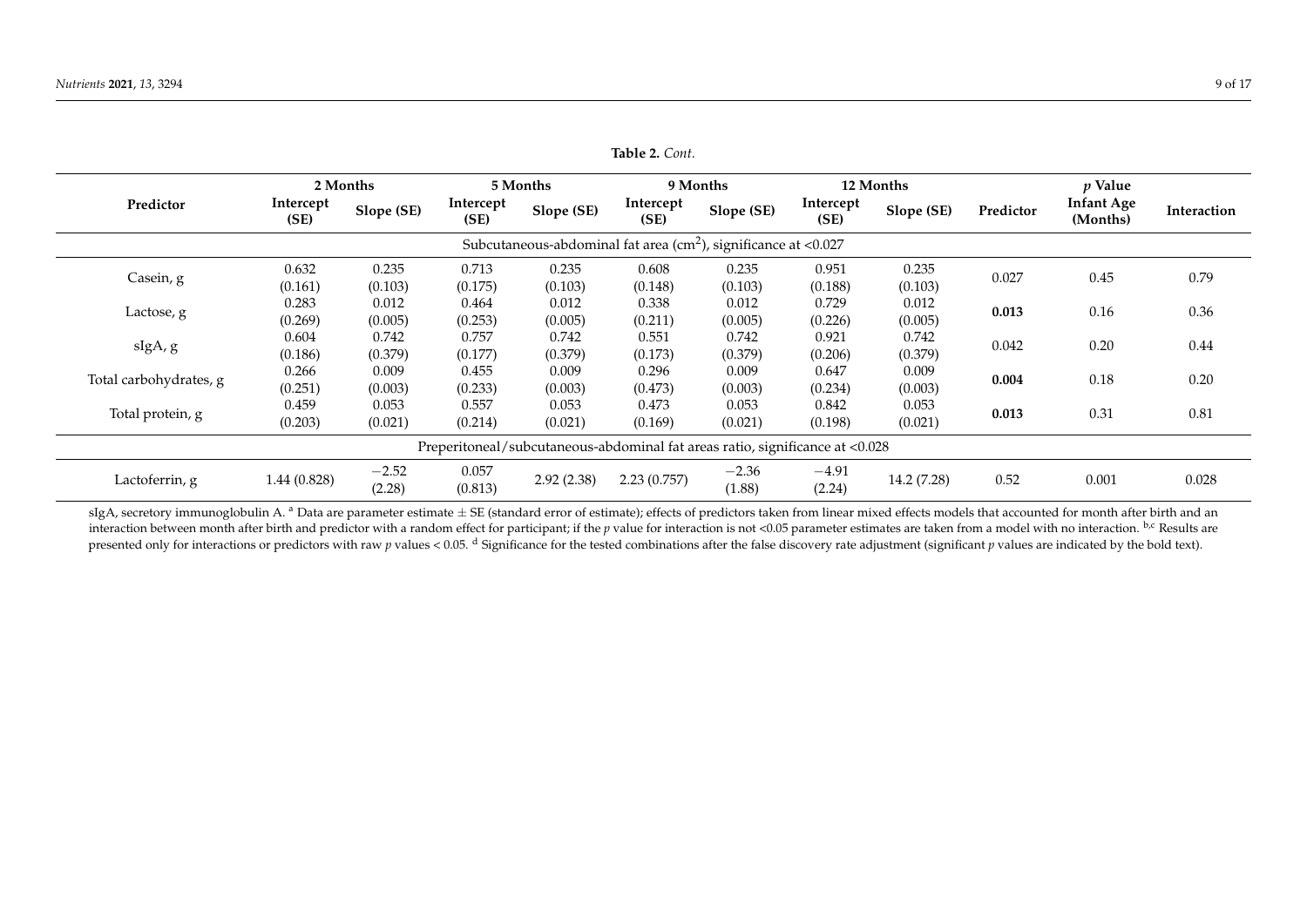**Table 2.** *Cont.*

| Predictor | 2 Months | | 5 Months | | 9 Months | | 12 Months | | *p* Value | | |
|---|---|---|---|---|---|---|---|---|---|---|---|
| | Intercept (SE) | Slope (SE) | Intercept (SE) | Slope (SE) | Intercept (SE) | Slope (SE) | Intercept (SE) | Slope (SE) | Predictor | Infant Age (Months) | Interaction |
| Subcutaneous-abdominal fat area ($cm^2$), significance at <0.027 | | | | | | | | | | | |
| Casein, g | 0.632 (0.161) | 0.235 (0.103) | 0.713 (0.175) | 0.235 (0.103) | 0.608 (0.148) | 0.235 (0.103) | 0.951 (0.188) | 0.235 (0.103) | 0.027 | 0.45 | 0.79 |
| Lactose, g | 0.283 (0.269) | 0.012 (0.005) | 0.464 (0.253) | 0.012 (0.005) | 0.338 (0.211) | 0.012 (0.005) | 0.729 (0.226) | 0.012 (0.005) | **0.013** | 0.16 | 0.36 |
| sIgA, g | 0.604 (0.186) | 0.742 (0.379) | 0.757 (0.177) | 0.742 (0.379) | 0.551 (0.173) | 0.742 (0.379) | 0.921 (0.206) | 0.742 (0.379) | 0.042 | 0.20 | 0.44 |
| Total carbohydrates, g | 0.266 (0.251) | 0.009 (0.003) | 0.455 (0.233) | 0.009 (0.003) | 0.296 (0.473) | 0.009 (0.003) | 0.647 (0.234) | 0.009 (0.003) | **0.004** | 0.18 | 0.20 |
| Total protein, g | 0.459 (0.203) | 0.053 (0.021) | 0.557 (0.214) | 0.053 (0.021) | 0.473 (0.169) | 0.053 (0.021) | 0.842 (0.198) | 0.053 (0.021) | **0.013** | 0.31 | 0.81 |
| Preperitoneal/subcutaneous-abdominal fat areas ratio, significance at <0.028 | | | | | | | | | | | |
| Lactoferrin, g | 1.44 (0.828) | −2.52 (2.28) | 0.057 (0.813) | 2.92 (2.38) | 2.23 (0.757) | −2.36 (1.88) | −4.91 (2.24) | 14.2 (7.28) | 0.52 | 0.001 | 0.028 |

sIgA, secretory immunoglobulin A. [a] Data are parameter estimate ± SE (standard error of estimate); effects of predictors taken from linear mixed effects models that accounted for month after birth and an interaction between month after birth and predictor with a random effect for participant; if the *p* value for interaction is not <0.05 parameter estimates are taken from a model with no interaction. [b,c] Results are presented only for interactions or predictors with raw *p* values < 0.05. [d] Significance for the tested combinations after the false discovery rate adjustment (significant *p* values are indicated by the bold text).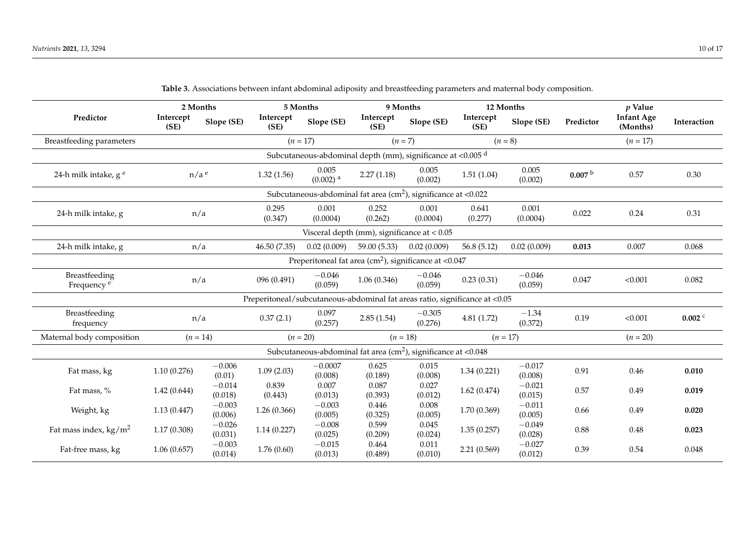**Table 3.** Associations between infant abdominal adiposity and breastfeeding parameters and maternal body composition.

| Predictor | 2 Months | | 5 Months | | 9 Months | | 12 Months | | *p* Value | | |
|---|---|---|---|---|---|---|---|---|---|---|---|
| | Intercept (SE) | Slope (SE) | Intercept (SE) | Slope (SE) | Intercept (SE) | Slope (SE) | Intercept (SE) | Slope (SE) | Predictor | Infant Age (Months) | Interaction |
| Breastfeeding parameters | | | (*n* = 17) | | (*n* = 7) | | (*n* = 8) | | | (*n* = 17) | |
| Subcutaneous-abdominal depth (mm), significance at <0.005 [d] | | | | | | | | | | | |
| 24-h milk intake, g [e] | n/a [e] | | 1.32 (1.56) | 0.005 (0.002) [a] | 2.27 (1.18) | 0.005 (0.002) | 1.51 (1.04) | 0.005 (0.002) | **0.007** [b] | 0.57 | 0.30 |
| Subcutaneous-abdominal fat area ($cm^2$), significance at <0.022 | | | | | | | | | | | |
| 24-h milk intake, g | n/a | | 0.295 (0.347) | 0.001 (0.0004) | 0.252 (0.262) | 0.001 (0.0004) | 0.641 (0.277) | 0.001 (0.0004) | 0.022 | 0.24 | 0.31 |
| Visceral depth (mm), significance at < 0.05 | | | | | | | | | | | |
| 24-h milk intake, g | n/a | | 46.50 (7.35) | 0.02 (0.009) | 59.00 (5.33) | 0.02 (0.009) | 56.8 (5.12) | 0.02 (0.009) | **0.013** | 0.007 | 0.068 |
| Preperitoneal fat area ($cm^2$), significance at <0.047 | | | | | | | | | | | |
| Breastfeeding Frequency [e] | n/a | | 096 (0.491) | −0.046 (0.059) | 1.06 (0.346) | −0.046 (0.059) | 0.23 (0.31) | −0.046 (0.059) | 0.047 | <0.001 | 0.082 |
| Preperitoneal/subcutaneous-abdominal fat areas ratio, significance at <0.05 | | | | | | | | | | | |
| Breastfeeding frequency | n/a | | 0.37 (2.1) | 0.097 (0.257) | 2.85 (1.54) | −0.305 (0.276) | 4.81 (1.72) | −1.34 (0.372) | 0.19 | <0.001 | **0.002** [c] |
| Maternal body composition | (*n* = 14) | | (*n* = 20) | | (*n* = 18) | | (*n* = 17) | | | (*n* = 20) | |
| Subcutaneous-abdominal fat area ($cm^2$), significance at <0.048 | | | | | | | | | | | |
| Fat mass, kg | 1.10 (0.276) | −0.006 (0.01) | 1.09 (2.03) | −0.0007 (0.008) | 0.625 (0.189) | 0.015 (0.008) | 1.34 (0.221) | −0.017 (0.008) | 0.91 | 0.46 | **0.010** |
| Fat mass, % | 1.42 (0.644) | −0.014 (0.018) | 0.839 (0.443) | 0.007 (0.013) | 0.087 (0.393) | 0.027 (0.012) | 1.62 (0.474) | −0.021 (0.015) | 0.57 | 0.49 | **0.019** |
| Weight, kg | 1.13 (0.447) | −0.003 (0.006) | 1.26 (0.366) | −0.003 (0.005) | 0.446 (0.325) | 0.008 (0.005) | 1.70 (0.369) | −0.011 (0.005) | 0.66 | 0.49 | **0.020** |
| Fat mass index, $kg/m^2$ | 1.17 (0.308) | −0.026 (0.031) | 1.14 (0.227) | −0.008 (0.025) | 0.599 (0.209) | 0.045 (0.024) | 1.35 (0.257) | −0.049 (0.028) | 0.88 | 0.48 | **0.023** |
| Fat-free mass, kg | 1.06 (0.657) | −0.003 (0.014) | 1.76 (0.60) | −0.015 (0.013) | 0.464 (0.489) | 0.011 (0.010) | 2.21 (0.569) | −0.027 (0.012) | 0.39 | 0.54 | 0.048 |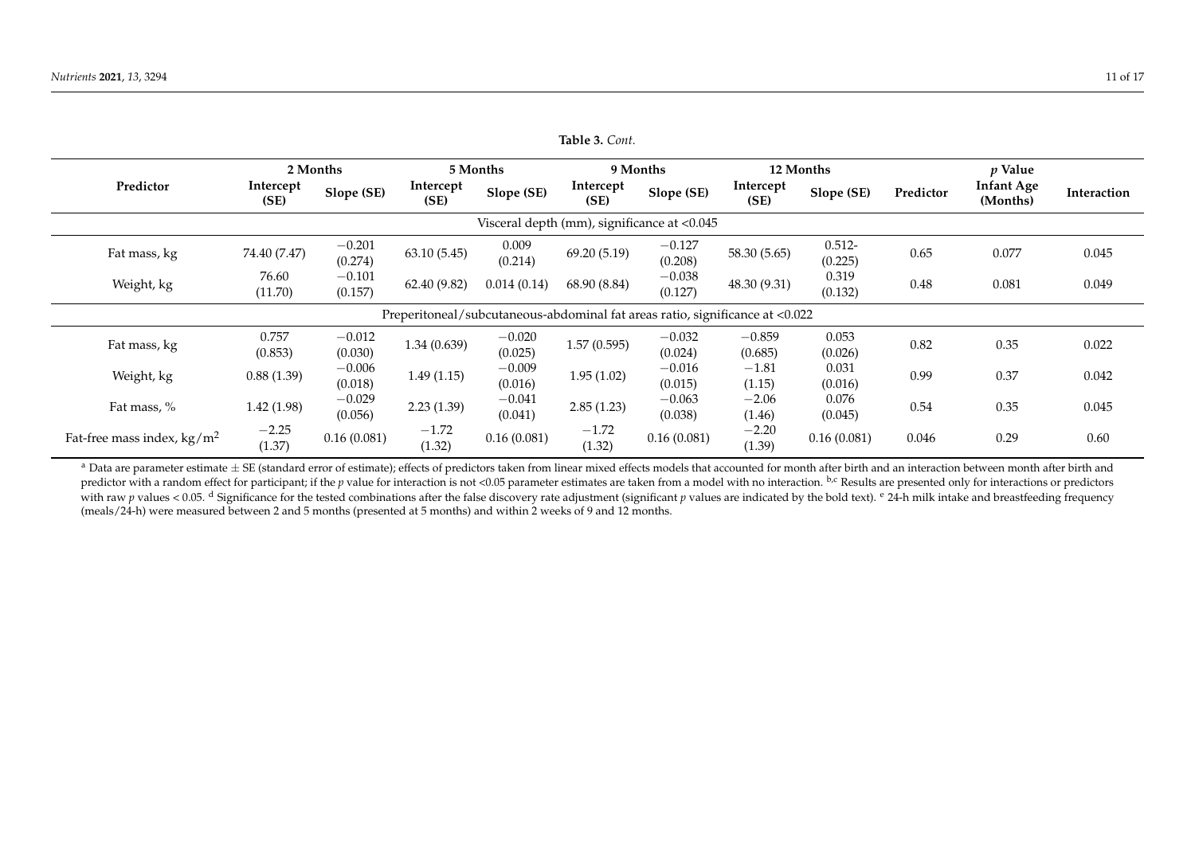**Table 3.** *Cont.*

| Predictor | 2 Months | | 5 Months | | 9 Months | | 12 Months | | *p* Value | | |
|---|---|---|---|---|---|---|---|---|---|---|---|
| | Intercept (SE) | Slope (SE) | Intercept (SE) | Slope (SE) | Intercept (SE) | Slope (SE) | Intercept (SE) | Slope (SE) | Predictor | Infant Age (Months) | Interaction |
| Visceral depth (mm), significance at <0.045 | | | | | | | | | | | |
| Fat mass, kg | 74.40 (7.47) | −0.201 (0.274) | 63.10 (5.45) | 0.009 (0.214) | 69.20 (5.19) | −0.127 (0.208) | 58.30 (5.65) | 0.512- (0.225) | 0.65 | 0.077 | 0.045 |
| Weight, kg | 76.60 (11.70) | −0.101 (0.157) | 62.40 (9.82) | 0.014 (0.14) | 68.90 (8.84) | −0.038 (0.127) | 48.30 (9.31) | 0.319 (0.132) | 0.48 | 0.081 | 0.049 |
| Preperitoneal/subcutaneous-abdominal fat areas ratio, significance at <0.022 | | | | | | | | | | | |
| Fat mass, kg | 0.757 (0.853) | −0.012 (0.030) | 1.34 (0.639) | −0.020 (0.025) | 1.57 (0.595) | −0.032 (0.024) | −0.859 (0.685) | 0.053 (0.026) | 0.82 | 0.35 | 0.022 |
| Weight, kg | 0.88 (1.39) | −0.006 (0.018) | 1.49 (1.15) | −0.009 (0.016) | 1.95 (1.02) | −0.016 (0.015) | −1.81 (1.15) | 0.031 (0.016) | 0.99 | 0.37 | 0.042 |
| Fat mass, % | 1.42 (1.98) | −0.029 (0.056) | 2.23 (1.39) | −0.041 (0.041) | 2.85 (1.23) | −0.063 (0.038) | −2.06 (1.46) | 0.076 (0.045) | 0.54 | 0.35 | 0.045 |
| Fat-free mass index, kg/m$^2$ | −2.25 (1.37) | 0.16 (0.081) | −1.72 (1.32) | 0.16 (0.081) | −1.72 (1.32) | 0.16 (0.081) | −2.20 (1.39) | 0.16 (0.081) | 0.046 | 0.29 | 0.60 |

[a] Data are parameter estimate ± SE (standard error of estimate); effects of predictors taken from linear mixed effects models that accounted for month after birth and an interaction between month after birth and predictor with a random effect for participant; if the *p* value for interaction is not <0.05 parameter estimates are taken from a model with no interaction. [b,c] Results are presented only for interactions or predictors with raw *p* values < 0.05. [d] Significance for the tested combinations after the false discovery rate adjustment (significant *p* values are indicated by the bold text). [e] 24-h milk intake and breastfeeding frequency (meals/24-h) were measured between 2 and 5 months (presented at 5 months) and within 2 weeks of 9 and 12 months.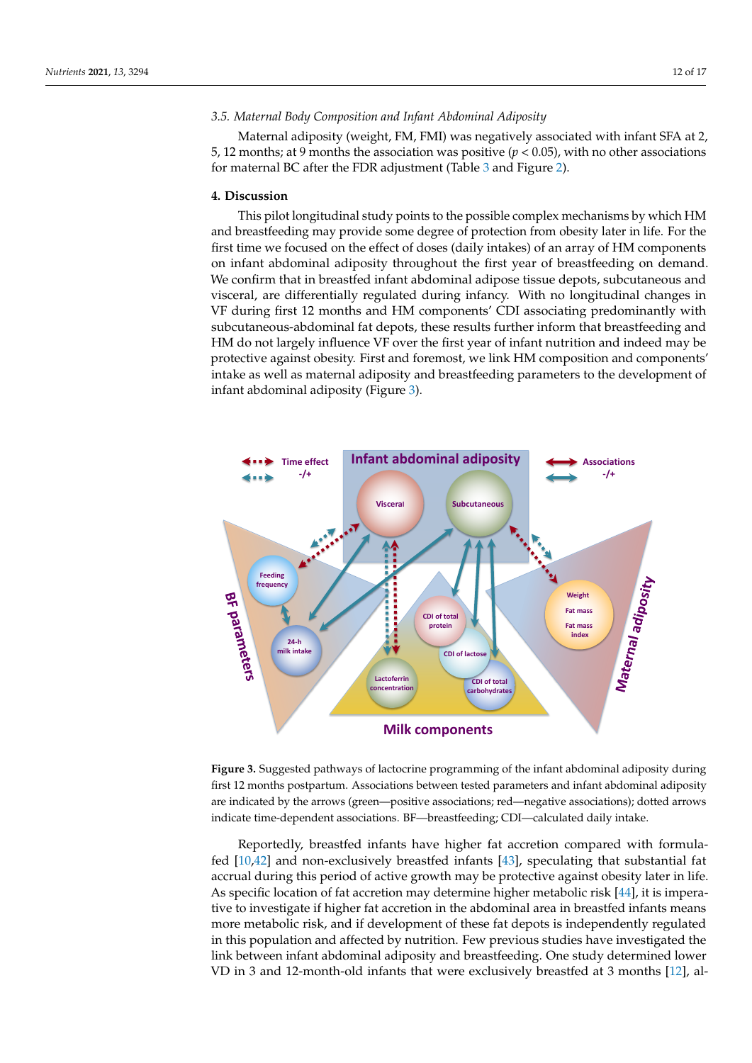### 3.5. Maternal Body Composition and Infant Abdominal Adiposity

Maternal adiposity (weight, FM, FMI) was negatively associated with infant SFA at 2, 5, 12 months; at 9 months the association was positive ($p < 0.05$), with no other associations for maternal BC after the FDR adjustment (Table 3 and Figure 2).

## 4. Discussion

This pilot longitudinal study points to the possible complex mechanisms by which HM and breastfeeding may provide some degree of protection from obesity later in life. For the first time we focused on the effect of doses (daily intakes) of an array of HM components on infant abdominal adiposity throughout the first year of breastfeeding on demand. We confirm that in breastfed infant abdominal adipose tissue depots, subcutaneous and visceral, are differentially regulated during infancy. With no longitudinal changes in VF during first 12 months and HM components' CDI associating predominantly with subcutaneous-abdominal fat depots, these results further inform that breastfeeding and HM do not largely influence VF over the first year of infant nutrition and indeed may be protective against obesity. First and foremost, we link HM composition and components' intake as well as maternal adiposity and breastfeeding parameters to the development of infant abdominal adiposity (Figure 3).

**Figure 3.** Suggested pathways of lactocrine programming of the infant abdominal adiposity during first 12 months postpartum. Associations between tested parameters and infant abdominal adiposity are indicated by the arrows (green—positive associations; red—negative associations); dotted arrows indicate time-dependent associations. BF—breastfeeding; CDI—calculated daily intake.

Reportedly, breastfed infants have higher fat accretion compared with formula-fed [10,42] and non-exclusively breastfed infants [43], speculating that substantial fat accrual during this period of active growth may be protective against obesity later in life. As specific location of fat accretion may determine higher metabolic risk [44], it is imperative to investigate if higher fat accretion in the abdominal area in breastfed infants means more metabolic risk, and if development of these fat depots is independently regulated in this population and affected by nutrition. Few previous studies have investigated the link between infant abdominal adiposity and breastfeeding. One study determined lower VD in 3 and 12-month-old infants that were exclusively breastfed at 3 months [12], al-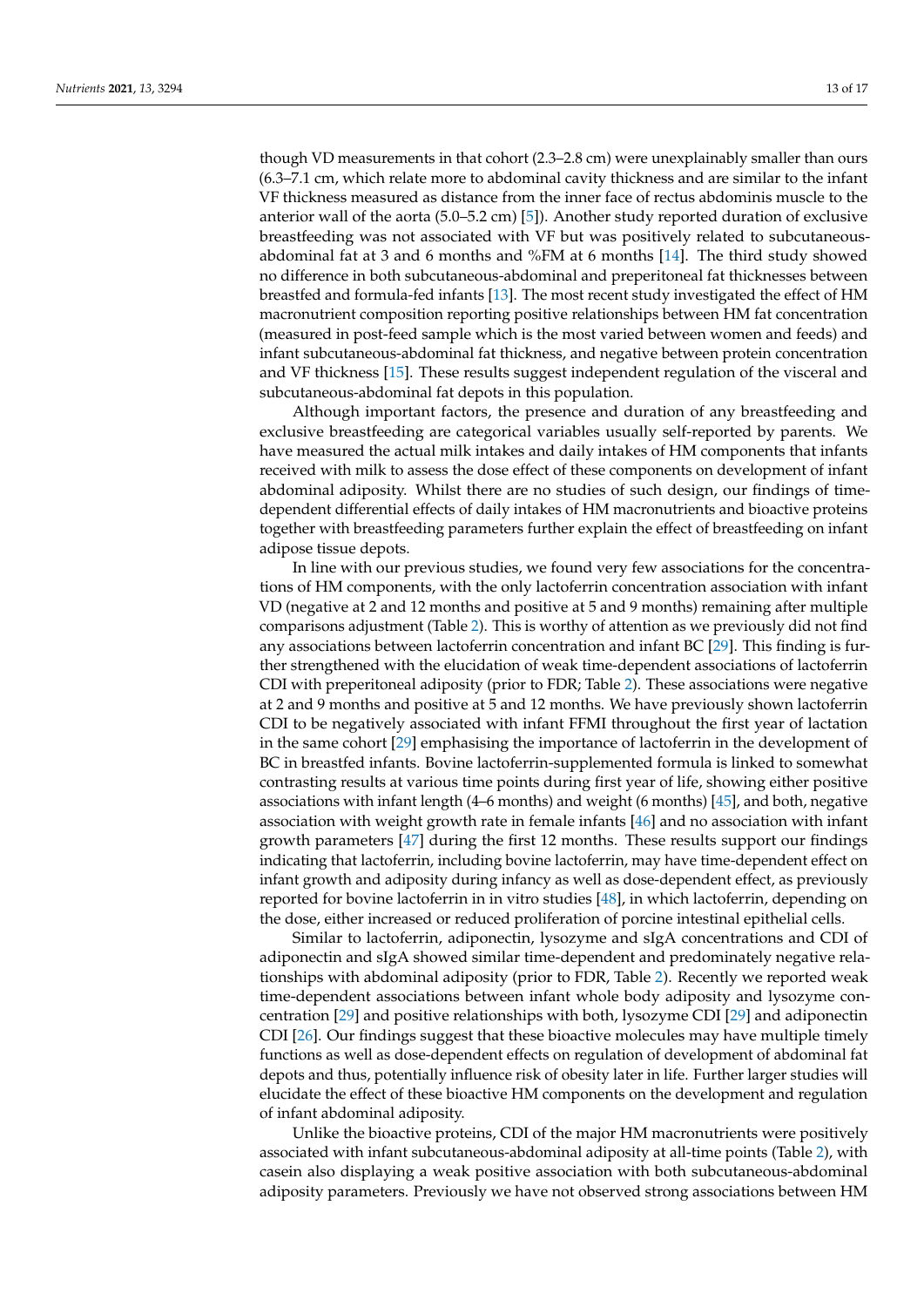though VD measurements in that cohort (2.3–2.8 cm) were unexplainably smaller than ours (6.3–7.1 cm, which relate more to abdominal cavity thickness and are similar to the infant VF thickness measured as distance from the inner face of rectus abdominis muscle to the anterior wall of the aorta (5.0–5.2 cm) [5]). Another study reported duration of exclusive breastfeeding was not associated with VF but was positively related to subcutaneous-abdominal fat at 3 and 6 months and %FM at 6 months [14]. The third study showed no difference in both subcutaneous-abdominal and preperitoneal fat thicknesses between breastfed and formula-fed infants [13]. The most recent study investigated the effect of HM macronutrient composition reporting positive relationships between HM fat concentration (measured in post-feed sample which is the most varied between women and feeds) and infant subcutaneous-abdominal fat thickness, and negative between protein concentration and VF thickness [15]. These results suggest independent regulation of the visceral and subcutaneous-abdominal fat depots in this population.

Although important factors, the presence and duration of any breastfeeding and exclusive breastfeeding are categorical variables usually self-reported by parents. We have measured the actual milk intakes and daily intakes of HM components that infants received with milk to assess the dose effect of these components on development of infant abdominal adiposity. Whilst there are no studies of such design, our findings of time-dependent differential effects of daily intakes of HM macronutrients and bioactive proteins together with breastfeeding parameters further explain the effect of breastfeeding on infant adipose tissue depots.

In line with our previous studies, we found very few associations for the concentrations of HM components, with the only lactoferrin concentration association with infant VD (negative at 2 and 12 months and positive at 5 and 9 months) remaining after multiple comparisons adjustment (Table 2). This is worthy of attention as we previously did not find any associations between lactoferrin concentration and infant BC [29]. This finding is further strengthened with the elucidation of weak time-dependent associations of lactoferrin CDI with preperitoneal adiposity (prior to FDR; Table 2). These associations were negative at 2 and 9 months and positive at 5 and 12 months. We have previously shown lactoferrin CDI to be negatively associated with infant FFMI throughout the first year of lactation in the same cohort [29] emphasising the importance of lactoferrin in the development of BC in breastfed infants. Bovine lactoferrin-supplemented formula is linked to somewhat contrasting results at various time points during first year of life, showing either positive associations with infant length (4–6 months) and weight (6 months) [45], and both, negative association with weight growth rate in female infants [46] and no association with infant growth parameters [47] during the first 12 months. These results support our findings indicating that lactoferrin, including bovine lactoferrin, may have time-dependent effect on infant growth and adiposity during infancy as well as dose-dependent effect, as previously reported for bovine lactoferrin in in vitro studies [48], in which lactoferrin, depending on the dose, either increased or reduced proliferation of porcine intestinal epithelial cells.

Similar to lactoferrin, adiponectin, lysozyme and sIgA concentrations and CDI of adiponectin and sIgA showed similar time-dependent and predominately negative relationships with abdominal adiposity (prior to FDR, Table 2). Recently we reported weak time-dependent associations between infant whole body adiposity and lysozyme concentration [29] and positive relationships with both, lysozyme CDI [29] and adiponectin CDI [26]. Our findings suggest that these bioactive molecules may have multiple timely functions as well as dose-dependent effects on regulation of development of abdominal fat depots and thus, potentially influence risk of obesity later in life. Further larger studies will elucidate the effect of these bioactive HM components on the development and regulation of infant abdominal adiposity.

Unlike the bioactive proteins, CDI of the major HM macronutrients were positively associated with infant subcutaneous-abdominal adiposity at all-time points (Table 2), with casein also displaying a weak positive association with both subcutaneous-abdominal adiposity parameters. Previously we have not observed strong associations between HM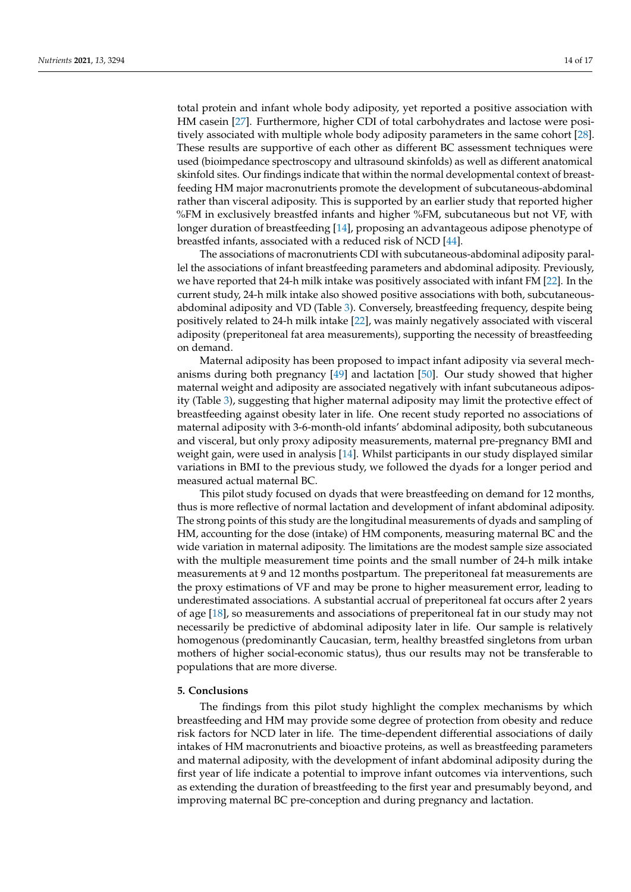total protein and infant whole body adiposity, yet reported a positive association with HM casein [27]. Furthermore, higher CDI of total carbohydrates and lactose were positively associated with multiple whole body adiposity parameters in the same cohort [28]. These results are supportive of each other as different BC assessment techniques were used (bioimpedance spectroscopy and ultrasound skinfolds) as well as different anatomical skinfold sites. Our findings indicate that within the normal developmental context of breastfeeding HM major macronutrients promote the development of subcutaneous-abdominal rather than visceral adiposity. This is supported by an earlier study that reported higher %FM in exclusively breastfed infants and higher %FM, subcutaneous but not VF, with longer duration of breastfeeding [14], proposing an advantageous adipose phenotype of breastfed infants, associated with a reduced risk of NCD [44].

The associations of macronutrients CDI with subcutaneous-abdominal adiposity parallel the associations of infant breastfeeding parameters and abdominal adiposity. Previously, we have reported that 24-h milk intake was positively associated with infant FM [22]. In the current study, 24-h milk intake also showed positive associations with both, subcutaneous-abdominal adiposity and VD (Table 3). Conversely, breastfeeding frequency, despite being positively related to 24-h milk intake [22], was mainly negatively associated with visceral adiposity (preperitoneal fat area measurements), supporting the necessity of breastfeeding on demand.

Maternal adiposity has been proposed to impact infant adiposity via several mechanisms during both pregnancy [49] and lactation [50]. Our study showed that higher maternal weight and adiposity are associated negatively with infant subcutaneous adiposity (Table 3), suggesting that higher maternal adiposity may limit the protective effect of breastfeeding against obesity later in life. One recent study reported no associations of maternal adiposity with 3-6-month-old infants' abdominal adiposity, both subcutaneous and visceral, but only proxy adiposity measurements, maternal pre-pregnancy BMI and weight gain, were used in analysis [14]. Whilst participants in our study displayed similar variations in BMI to the previous study, we followed the dyads for a longer period and measured actual maternal BC.

This pilot study focused on dyads that were breastfeeding on demand for 12 months, thus is more reflective of normal lactation and development of infant abdominal adiposity. The strong points of this study are the longitudinal measurements of dyads and sampling of HM, accounting for the dose (intake) of HM components, measuring maternal BC and the wide variation in maternal adiposity. The limitations are the modest sample size associated with the multiple measurement time points and the small number of 24-h milk intake measurements at 9 and 12 months postpartum. The preperitoneal fat measurements are the proxy estimations of VF and may be prone to higher measurement error, leading to underestimated associations. A substantial accrual of preperitoneal fat occurs after 2 years of age [18], so measurements and associations of preperitoneal fat in our study may not necessarily be predictive of abdominal adiposity later in life. Our sample is relatively homogenous (predominantly Caucasian, term, healthy breastfed singletons from urban mothers of higher social-economic status), thus our results may not be transferable to populations that are more diverse.

## 5. Conclusions

The findings from this pilot study highlight the complex mechanisms by which breastfeeding and HM may provide some degree of protection from obesity and reduce risk factors for NCD later in life. The time-dependent differential associations of daily intakes of HM macronutrients and bioactive proteins, as well as breastfeeding parameters and maternal adiposity, with the development of infant abdominal adiposity during the first year of life indicate a potential to improve infant outcomes via interventions, such as extending the duration of breastfeeding to the first year and presumably beyond, and improving maternal BC pre-conception and during pregnancy and lactation.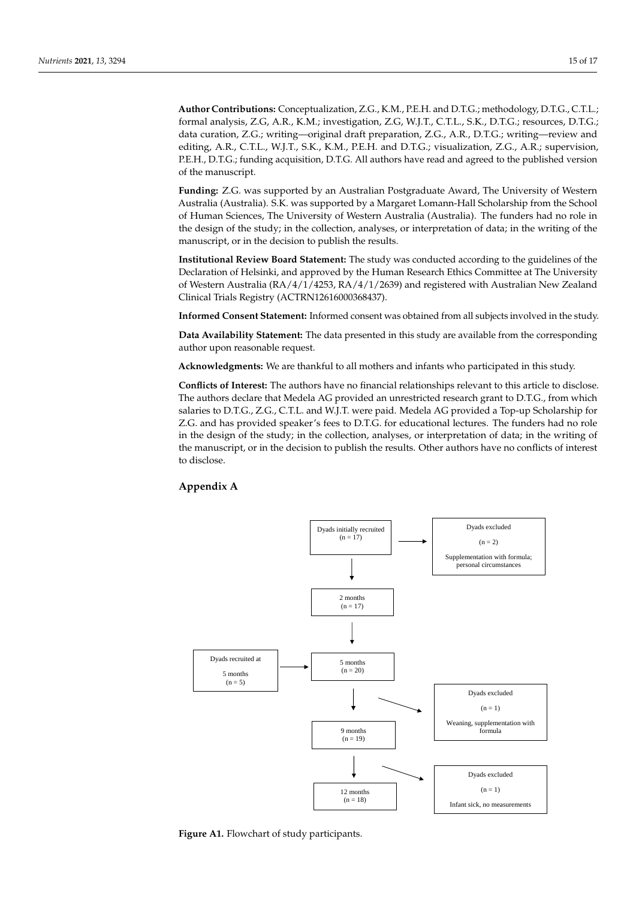**Author Contributions:** Conceptualization, Z.G., K.M., P.E.H. and D.T.G.; methodology, D.T.G., C.T.L.; formal analysis, Z.G, A.R., K.M.; investigation, Z.G, W.J.T., C.T.L., S.K., D.T.G.; resources, D.T.G.; data curation, Z.G.; writing—original draft preparation, Z.G., A.R., D.T.G.; writing—review and editing, A.R., C.T.L., W.J.T., S.K., K.M., P.E.H. and D.T.G.; visualization, Z.G., A.R.; supervision, P.E.H., D.T.G.; funding acquisition, D.T.G. All authors have read and agreed to the published version of the manuscript.

**Funding:** Z.G. was supported by an Australian Postgraduate Award, The University of Western Australia (Australia). S.K. was supported by a Margaret Lomann-Hall Scholarship from the School of Human Sciences, The University of Western Australia (Australia). The funders had no role in the design of the study; in the collection, analyses, or interpretation of data; in the writing of the manuscript, or in the decision to publish the results.

**Institutional Review Board Statement:** The study was conducted according to the guidelines of the Declaration of Helsinki, and approved by the Human Research Ethics Committee at The University of Western Australia (RA/4/1/4253, RA/4/1/2639) and registered with Australian New Zealand Clinical Trials Registry (ACTRN12616000368437).

**Informed Consent Statement:** Informed consent was obtained from all subjects involved in the study.

**Data Availability Statement:** The data presented in this study are available from the corresponding author upon reasonable request.

**Acknowledgments:** We are thankful to all mothers and infants who participated in this study.

**Conflicts of Interest:** The authors have no financial relationships relevant to this article to disclose. The authors declare that Medela AG provided an unrestricted research grant to D.T.G., from which salaries to D.T.G., Z.G., C.T.L. and W.J.T. were paid. Medela AG provided a Top-up Scholarship for Z.G. and has provided speaker's fees to D.T.G. for educational lectures. The funders had no role in the design of the study; in the collection, analyses, or interpretation of data; in the writing of the manuscript, or in the decision to publish the results. Other authors have no conflicts of interest to disclose.

## Appendix A

Dyads initially recruited (n = 17) → Dyads excluded (n = 2) Supplementation with formula; personal circumstances

2 months (n = 17)

Dyads recruited at 5 months (n = 5) → 5 months (n = 20)

Dyads excluded (n = 1) Weaning, supplementation with formula

9 months (n = 19)

Dyads excluded (n = 1) Infant sick, no measurements

12 months (n = 18)

**Figure A1.** Flowchart of study participants.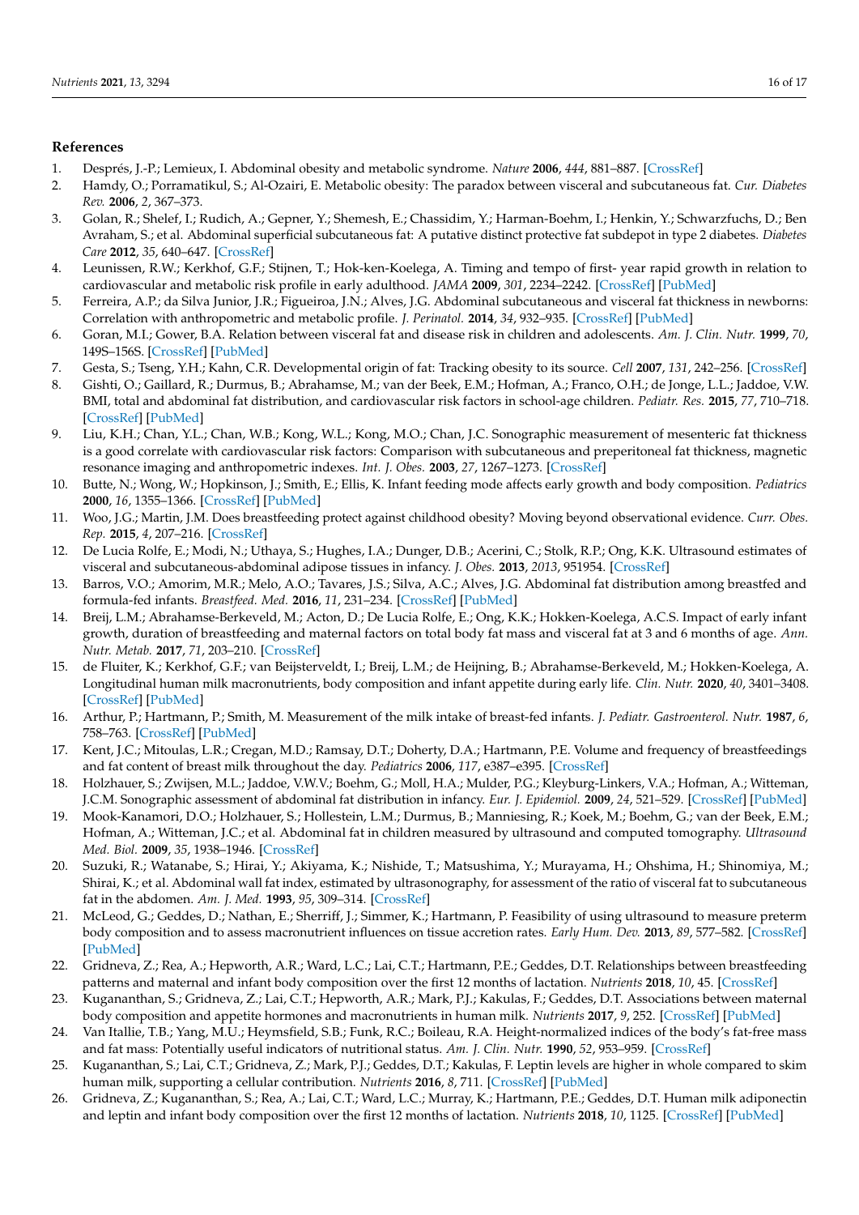## References

1. Després, J.-P.; Lemieux, I. Abdominal obesity and metabolic syndrome. *Nature* **2006**, *444*, 881–887. [CrossRef]
2. Hamdy, O.; Porramatikul, S.; Al-Ozairi, E. Metabolic obesity: The paradox between visceral and subcutaneous fat. *Cur. Diabetes Rev.* **2006**, *2*, 367–373.
3. Golan, R.; Shelef, I.; Rudich, A.; Gepner, Y.; Shemesh, E.; Chassidim, Y.; Harman-Boehm, I.; Henkin, Y.; Schwarzfuchs, D.; Ben Avraham, S.; et al. Abdominal superficial subcutaneous fat: A putative distinct protective fat subdepot in type 2 diabetes. *Diabetes Care* **2012**, *35*, 640–647. [CrossRef]
4. Leunissen, R.W.; Kerkhof, G.F.; Stijnen, T.; Hok-ken-Koelega, A. Timing and tempo of first- year rapid growth in relation to cardiovascular and metabolic risk profile in early adulthood. *JAMA* **2009**, *301*, 2234–2242. [CrossRef] [PubMed]
5. Ferreira, A.P.; da Silva Junior, J.R.; Figueiroa, J.N.; Alves, J.G. Abdominal subcutaneous and visceral fat thickness in newborns: Correlation with anthropometric and metabolic profile. *J. Perinatol.* **2014**, *34*, 932–935. [CrossRef] [PubMed]
6. Goran, M.I.; Gower, B.A. Relation between visceral fat and disease risk in children and adolescents. *Am. J. Clin. Nutr.* **1999**, *70*, 149S–156S. [CrossRef] [PubMed]
7. Gesta, S.; Tseng, Y.H.; Kahn, C.R. Developmental origin of fat: Tracking obesity to its source. *Cell* **2007**, *131*, 242–256. [CrossRef]
8. Gishti, O.; Gaillard, R.; Durmus, B.; Abrahamse, M.; van der Beek, E.M.; Hofman, A.; Franco, O.H.; de Jonge, L.L.; Jaddoe, V.W. BMI, total and abdominal fat distribution, and cardiovascular risk factors in school-age children. *Pediatr. Res.* **2015**, *77*, 710–718. [CrossRef] [PubMed]
9. Liu, K.H.; Chan, Y.L.; Chan, W.B.; Kong, W.L.; Kong, M.O.; Chan, J.C. Sonographic measurement of mesenteric fat thickness is a good correlate with cardiovascular risk factors: Comparison with subcutaneous and preperitoneal fat thickness, magnetic resonance imaging and anthropometric indexes. *Int. J. Obes.* **2003**, *27*, 1267–1273. [CrossRef]
10. Butte, N.; Wong, W.; Hopkinson, J.; Smith, E.; Ellis, K. Infant feeding mode affects early growth and body composition. *Pediatrics* **2000**, *16*, 1355–1366. [CrossRef] [PubMed]
11. Woo, J.G.; Martin, J.M. Does breastfeeding protect against childhood obesity? Moving beyond observational evidence. *Curr. Obes. Rep.* **2015**, *4*, 207–216. [CrossRef]
12. De Lucia Rolfe, E.; Modi, N.; Uthaya, S.; Hughes, I.A.; Dunger, D.B.; Acerini, C.; Stolk, R.P.; Ong, K.K. Ultrasound estimates of visceral and subcutaneous-abdominal adipose tissues in infancy. *J. Obes.* **2013**, *2013*, 951954. [CrossRef]
13. Barros, V.O.; Amorim, M.R.; Melo, A.O.; Tavares, J.S.; Silva, A.C.; Alves, J.G. Abdominal fat distribution among breastfed and formula-fed infants. *Breastfeed. Med.* **2016**, *11*, 231–234. [CrossRef] [PubMed]
14. Breij, L.M.; Abrahamse-Berkeveld, M.; Acton, D.; De Lucia Rolfe, E.; Ong, K.K.; Hokken-Koelega, A.C.S. Impact of early infant growth, duration of breastfeeding and maternal factors on total body fat mass and visceral fat at 3 and 6 months of age. *Ann. Nutr. Metab.* **2017**, *71*, 203–210. [CrossRef]
15. de Fluiter, K.; Kerkhof, G.F.; van Beijsterveldt, I.; Breij, L.M.; de Heijning, B.; Abrahamse-Berkeveld, M.; Hokken-Koelega, A. Longitudinal human milk macronutrients, body composition and infant appetite during early life. *Clin. Nutr.* **2020**, *40*, 3401–3408. [CrossRef] [PubMed]
16. Arthur, P.; Hartmann, P.; Smith, M. Measurement of the milk intake of breast-fed infants. *J. Pediatr. Gastroenterol. Nutr.* **1987**, *6*, 758–763. [CrossRef] [PubMed]
17. Kent, J.C.; Mitoulas, L.R.; Cregan, M.D.; Ramsay, D.T.; Doherty, D.A.; Hartmann, P.E. Volume and frequency of breastfeedings and fat content of breast milk throughout the day. *Pediatrics* **2006**, *117*, e387–e395. [CrossRef]
18. Holzhauer, S.; Zwijsen, M.L.; Jaddoe, V.W.V.; Boehm, G.; Moll, H.A.; Mulder, P.G.; Kleyburg-Linkers, V.A.; Hofman, A.; Witteman, J.C.M. Sonographic assessment of abdominal fat distribution in infancy. *Eur. J. Epidemiol.* **2009**, *24*, 521–529. [CrossRef] [PubMed]
19. Mook-Kanamori, D.O.; Holzhauer, S.; Hollestein, L.M.; Durmus, B.; Manniesing, R.; Koek, M.; Boehm, G.; van der Beek, E.M.; Hofman, A.; Witteman, J.C.; et al. Abdominal fat in children measured by ultrasound and computed tomography. *Ultrasound Med. Biol.* **2009**, *35*, 1938–1946. [CrossRef]
20. Suzuki, R.; Watanabe, S.; Hirai, Y.; Akiyama, K.; Nishide, T.; Matsushima, Y.; Murayama, H.; Ohshima, H.; Shinomiya, M.; Shirai, K.; et al. Abdominal wall fat index, estimated by ultrasonography, for assessment of the ratio of visceral fat to subcutaneous fat in the abdomen. *Am. J. Med.* **1993**, *95*, 309–314. [CrossRef]
21. McLeod, G.; Geddes, D.; Nathan, E.; Sherriff, J.; Simmer, K.; Hartmann, P. Feasibility of using ultrasound to measure preterm body composition and to assess macronutrient influences on tissue accretion rates. *Early Hum. Dev.* **2013**, *89*, 577–582. [CrossRef] [PubMed]
22. Gridneva, Z.; Rea, A.; Hepworth, A.R.; Ward, L.C.; Lai, C.T.; Hartmann, P.E.; Geddes, D.T. Relationships between breastfeeding patterns and maternal and infant body composition over the first 12 months of lactation. *Nutrients* **2018**, *10*, 45. [CrossRef]
23. Kugananthan, S.; Gridneva, Z.; Lai, C.T.; Hepworth, A.R.; Mark, P.J.; Kakulas, F.; Geddes, D.T. Associations between maternal body composition and appetite hormones and macronutrients in human milk. *Nutrients* **2017**, *9*, 252. [CrossRef] [PubMed]
24. Van Itallie, T.B.; Yang, M.U.; Heymsfield, S.B.; Funk, R.C.; Boileau, R.A. Height-normalized indices of the body's fat-free mass and fat mass: Potentially useful indicators of nutritional status. *Am. J. Clin. Nutr.* **1990**, *52*, 953–959. [CrossRef]
25. Kugananthan, S.; Lai, C.T.; Gridneva, Z.; Mark, P.J.; Geddes, D.T.; Kakulas, F. Leptin levels are higher in whole compared to skim human milk, supporting a cellular contribution. *Nutrients* **2016**, *8*, 711. [CrossRef] [PubMed]
26. Gridneva, Z.; Kugananthan, S.; Rea, A.; Lai, C.T.; Ward, L.C.; Murray, K.; Hartmann, P.E.; Geddes, D.T. Human milk adiponectin and leptin and infant body composition over the first 12 months of lactation. *Nutrients* **2018**, *10*, 1125. [CrossRef] [PubMed]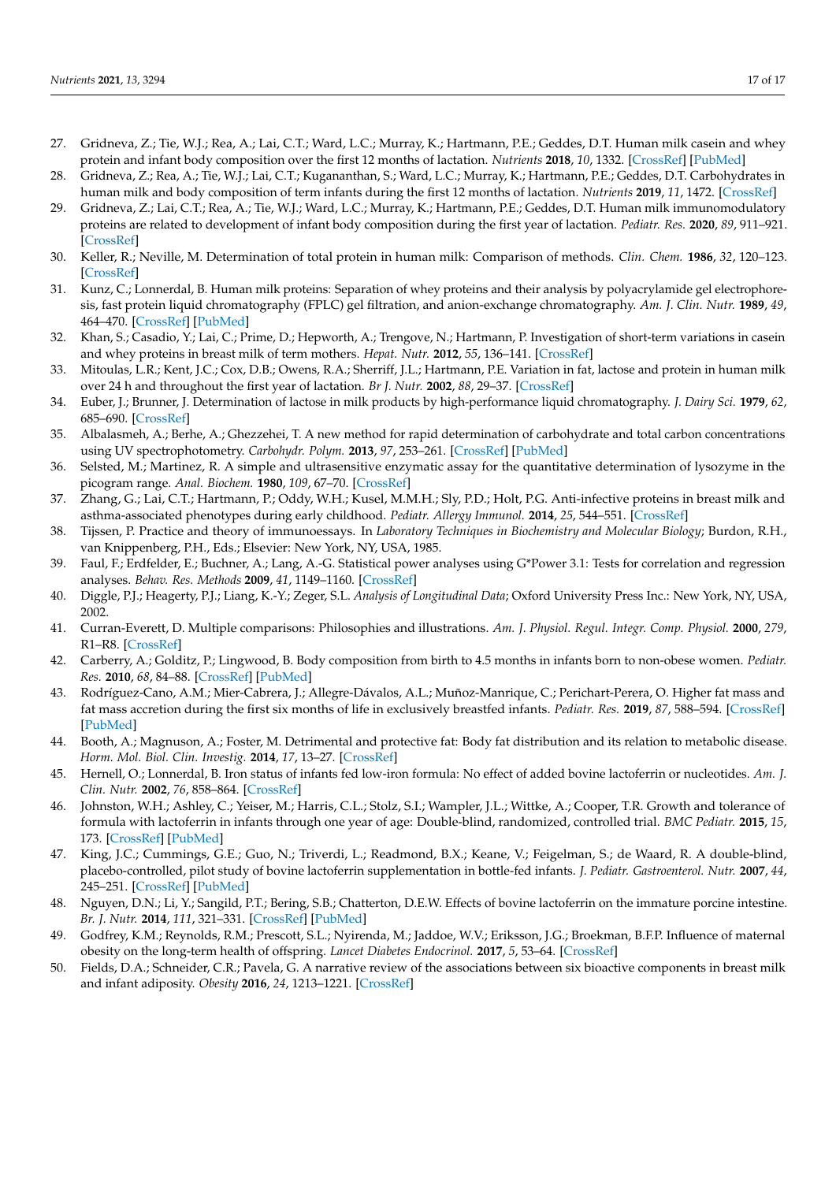27. Gridneva, Z.; Tie, W.J.; Rea, A.; Lai, C.T.; Ward, L.C.; Murray, K.; Hartmann, P.E.; Geddes, D.T. Human milk casein and whey protein and infant body composition over the first 12 months of lactation. *Nutrients* **2018**, *10*, 1332. [CrossRef] [PubMed]
28. Gridneva, Z.; Rea, A.; Tie, W.J.; Lai, C.T.; Kugananthan, S.; Ward, L.C.; Murray, K.; Hartmann, P.E.; Geddes, D.T. Carbohydrates in human milk and body composition of term infants during the first 12 months of lactation. *Nutrients* **2019**, *11*, 1472. [CrossRef]
29. Gridneva, Z.; Lai, C.T.; Rea, A.; Tie, W.J.; Ward, L.C.; Murray, K.; Hartmann, P.E.; Geddes, D.T. Human milk immunomodulatory proteins are related to development of infant body composition during the first year of lactation. *Pediatr. Res.* **2020**, *89*, 911–921. [CrossRef]
30. Keller, R.; Neville, M. Determination of total protein in human milk: Comparison of methods. *Clin. Chem.* **1986**, *32*, 120–123. [CrossRef]
31. Kunz, C.; Lonnerdal, B. Human milk proteins: Separation of whey proteins and their analysis by polyacrylamide gel electrophoresis, fast protein liquid chromatography (FPLC) gel filtration, and anion-exchange chromatography. *Am. J. Clin. Nutr.* **1989**, *49*, 464–470. [CrossRef] [PubMed]
32. Khan, S.; Casadio, Y.; Lai, C.; Prime, D.; Hepworth, A.; Trengove, N.; Hartmann, P. Investigation of short-term variations in casein and whey proteins in breast milk of term mothers. *Hepat. Nutr.* **2012**, *55*, 136–141. [CrossRef]
33. Mitoulas, L.R.; Kent, J.C.; Cox, D.B.; Owens, R.A.; Sherriff, J.L.; Hartmann, P.E. Variation in fat, lactose and protein in human milk over 24 h and throughout the first year of lactation. *Br J. Nutr.* **2002**, *88*, 29–37. [CrossRef]
34. Euber, J.; Brunner, J. Determination of lactose in milk products by high-performance liquid chromatography. *J. Dairy Sci.* **1979**, *62*, 685–690. [CrossRef]
35. Albalasmeh, A.; Berhe, A.; Ghezzehei, T. A new method for rapid determination of carbohydrate and total carbon concentrations using UV spectrophotometry. *Carbohydr. Polym.* **2013**, *97*, 253–261. [CrossRef] [PubMed]
36. Selsted, M.; Martinez, R. A simple and ultrasensitive enzymatic assay for the quantitative determination of lysozyme in the picogram range. *Anal. Biochem.* **1980**, *109*, 67–70. [CrossRef]
37. Zhang, G.; Lai, C.T.; Hartmann, P.; Oddy, W.H.; Kusel, M.M.H.; Sly, P.D.; Holt, P.G. Anti-infective proteins in breast milk and asthma-associated phenotypes during early childhood. *Pediatr. Allergy Immunol.* **2014**, *25*, 544–551. [CrossRef]
38. Tijssen, P. Practice and theory of immunoessays. In *Laboratory Techniques in Biochemistry and Molecular Biology*; Burdon, R.H., van Knippenberg, P.H., Eds.; Elsevier: New York, NY, USA, 1985.
39. Faul, F.; Erdfelder, E.; Buchner, A.; Lang, A.-G. Statistical power analyses using G*Power 3.1: Tests for correlation and regression analyses. *Behav. Res. Methods* **2009**, *41*, 1149–1160. [CrossRef]
40. Diggle, P.J.; Heagerty, P.J.; Liang, K.-Y.; Zeger, S.L. *Analysis of Longitudinal Data*; Oxford University Press Inc.: New York, NY, USA, 2002.
41. Curran-Everett, D. Multiple comparisons: Philosophies and illustrations. *Am. J. Physiol. Regul. Integr. Comp. Physiol.* **2000**, *279*, R1–R8. [CrossRef]
42. Carberry, A.; Golditz, P.; Lingwood, B. Body composition from birth to 4.5 months in infants born to non-obese women. *Pediatr. Res.* **2010**, *68*, 84–88. [CrossRef] [PubMed]
43. Rodríguez-Cano, A.M.; Mier-Cabrera, J.; Allegre-Dávalos, A.L.; Muñoz-Manrique, C.; Perichart-Perera, O. Higher fat mass and fat mass accretion during the first six months of life in exclusively breastfed infants. *Pediatr. Res.* **2019**, *87*, 588–594. [CrossRef] [PubMed]
44. Booth, A.; Magnuson, A.; Foster, M. Detrimental and protective fat: Body fat distribution and its relation to metabolic disease. *Horm. Mol. Biol. Clin. Investig.* **2014**, *17*, 13–27. [CrossRef]
45. Hernell, O.; Lonnerdal, B. Iron status of infants fed low-iron formula: No effect of added bovine lactoferrin or nucleotides. *Am. J. Clin. Nutr.* **2002**, *76*, 858–864. [CrossRef]
46. Johnston, W.H.; Ashley, C.; Yeiser, M.; Harris, C.L.; Stolz, S.I.; Wampler, J.L.; Wittke, A.; Cooper, T.R. Growth and tolerance of formula with lactoferrin in infants through one year of age: Double-blind, randomized, controlled trial. *BMC Pediatr.* **2015**, *15*, 173. [CrossRef] [PubMed]
47. King, J.C.; Cummings, G.E.; Guo, N.; Triverdi, L.; Readmond, B.X.; Keane, V.; Feigelman, S.; de Waard, R. A double-blind, placebo-controlled, pilot study of bovine lactoferrin supplementation in bottle-fed infants. *J. Pediatr. Gastroenterol. Nutr.* **2007**, *44*, 245–251. [CrossRef] [PubMed]
48. Nguyen, D.N.; Li, Y.; Sangild, P.T.; Bering, S.B.; Chatterton, D.E.W. Effects of bovine lactoferrin on the immature porcine intestine. *Br. J. Nutr.* **2014**, *111*, 321–331. [CrossRef] [PubMed]
49. Godfrey, K.M.; Reynolds, R.M.; Prescott, S.L.; Nyirenda, M.; Jaddoe, W.V.; Eriksson, J.G.; Broekman, B.F.P. Influence of maternal obesity on the long-term health of offspring. *Lancet Diabetes Endocrinol.* **2017**, *5*, 53–64. [CrossRef]
50. Fields, D.A.; Schneider, C.R.; Pavela, G. A narrative review of the associations between six bioactive components in breast milk and infant adiposity. *Obesity* **2016**, *24*, 1213–1221. [CrossRef]